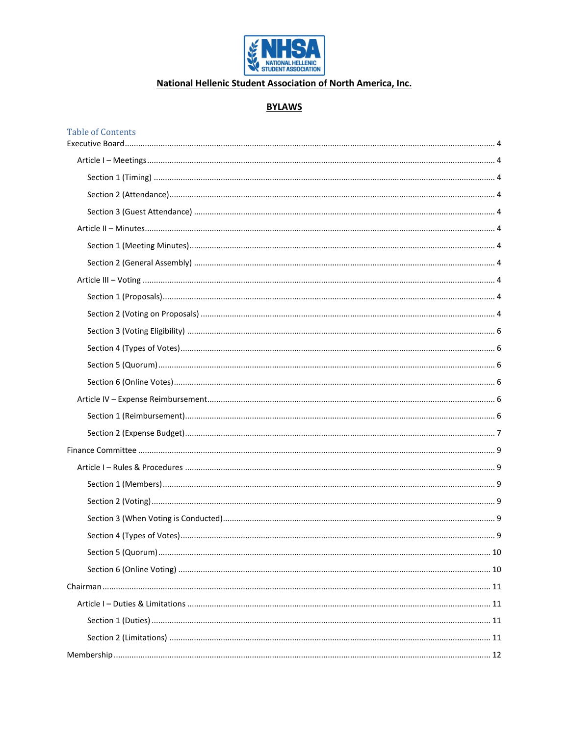NHSA
NATIONAL HELLENIC STUDENT ASSOCIATION

**National Hellenic Student Association of North America, Inc.**

**BYLAWS**

Table of Contents

Executive Board ........ 4

- Article I – Meetings ........ 4
  - Section 1 (Timing) ........ 4
  - Section 2 (Attendance) ........ 4
  - Section 3 (Guest Attendance) ........ 4
- Article II – Minutes ........ 4
  - Section 1 (Meeting Minutes) ........ 4
  - Section 2 (General Assembly) ........ 4
- Article III – Voting ........ 4
  - Section 1 (Proposals) ........ 4
  - Section 2 (Voting on Proposals) ........ 4
  - Section 3 (Voting Eligibility) ........ 6
  - Section 4 (Types of Votes) ........ 6
  - Section 5 (Quorum) ........ 6
  - Section 6 (Online Votes) ........ 6
- Article IV – Expense Reimbursement ........ 6
  - Section 1 (Reimbursement) ........ 6
  - Section 2 (Expense Budget) ........ 7

Finance Committee ........ 9

- Article I – Rules & Procedures ........ 9
  - Section 1 (Members) ........ 9
  - Section 2 (Voting) ........ 9
  - Section 3 (When Voting is Conducted) ........ 9
  - Section 4 (Types of Votes) ........ 9
  - Section 5 (Quorum) ........ 10
  - Section 6 (Online Voting) ........ 10

Chairman ........ 11

- Article I – Duties & Limitations ........ 11
  - Section 1 (Duties) ........ 11
  - Section 2 (Limitations) ........ 11

Membership ........ 12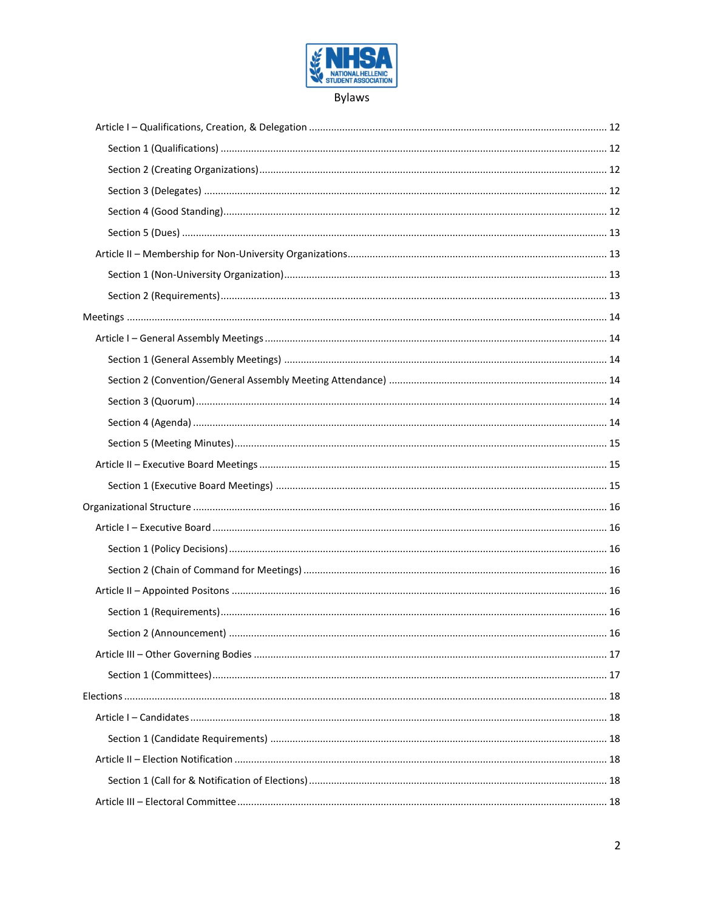Bylaws

- Article I – Qualifications, Creation, & Delegation ..... 12
  - Section 1 (Qualifications) ..... 12
  - Section 2 (Creating Organizations) ..... 12
  - Section 3 (Delegates) ..... 12
  - Section 4 (Good Standing) ..... 12
  - Section 5 (Dues) ..... 13
- Article II – Membership for Non-University Organizations ..... 13
  - Section 1 (Non-University Organization) ..... 13
  - Section 2 (Requirements) ..... 13

Meetings ..... 14

- Article I – General Assembly Meetings ..... 14
  - Section 1 (General Assembly Meetings) ..... 14
  - Section 2 (Convention/General Assembly Meeting Attendance) ..... 14
  - Section 3 (Quorum) ..... 14
  - Section 4 (Agenda) ..... 14
  - Section 5 (Meeting Minutes) ..... 15
- Article II – Executive Board Meetings ..... 15
  - Section 1 (Executive Board Meetings) ..... 15

Organizational Structure ..... 16

- Article I – Executive Board ..... 16
  - Section 1 (Policy Decisions) ..... 16
  - Section 2 (Chain of Command for Meetings) ..... 16
- Article II – Appointed Positons ..... 16
  - Section 1 (Requirements) ..... 16
  - Section 2 (Announcement) ..... 16
- Article III – Other Governing Bodies ..... 17
  - Section 1 (Committees) ..... 17

Elections ..... 18

- Article I – Candidates ..... 18
  - Section 1 (Candidate Requirements) ..... 18
- Article II – Election Notification ..... 18
  - Section 1 (Call for & Notification of Elections) ..... 18
- Article III – Electoral Committee ..... 18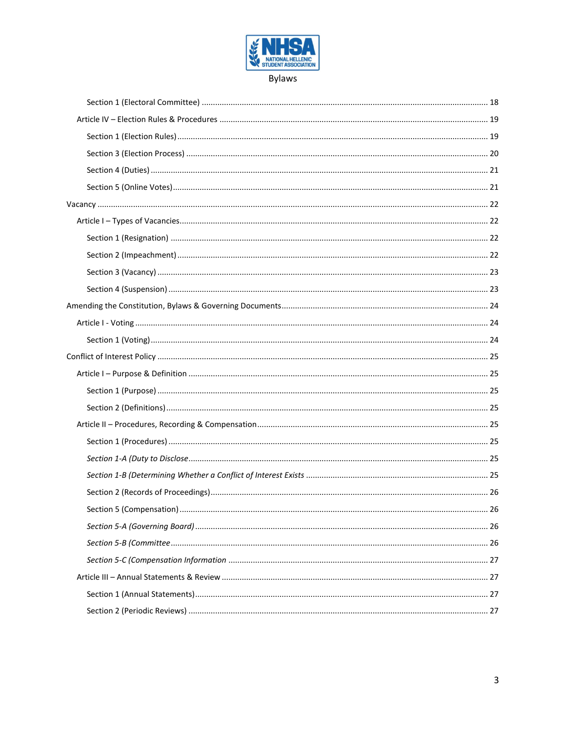Section 1 (Electoral Committee) ............................................................. 18

Article IV – Election Rules & Procedures ............................................................. 19

Section 1 (Election Rules) ............................................................. 19

Section 3 (Election Process) ............................................................. 20

Section 4 (Duties) ............................................................. 21

Section 5 (Online Votes) ............................................................. 21

Vacancy ............................................................. 22

Article I – Types of Vacancies ............................................................. 22

Section 1 (Resignation) ............................................................. 22

Section 2 (Impeachment) ............................................................. 22

Section 3 (Vacancy) ............................................................. 23

Section 4 (Suspension) ............................................................. 23

Amending the Constitution, Bylaws & Governing Documents ............................................................. 24

Article I - Voting ............................................................. 24

Section 1 (Voting) ............................................................. 24

Conflict of Interest Policy ............................................................. 25

Article I – Purpose & Definition ............................................................. 25

Section 1 (Purpose) ............................................................. 25

Section 2 (Definitions) ............................................................. 25

Article II – Procedures, Recording & Compensation ............................................................. 25

Section 1 (Procedures) ............................................................. 25

*Section 1-A (Duty to Disclose* ............................................................. 25

*Section 1-B (Determining Whether a Conflict of Interest Exists* ............................................................. 25

Section 2 (Records of Proceedings) ............................................................. 26

Section 5 (Compensation) ............................................................. 26

*Section 5-A (Governing Board)* ............................................................. 26

*Section 5-B (Committee* ............................................................. 26

*Section 5-C (Compensation Information* ............................................................. 27

Article III – Annual Statements & Review ............................................................. 27

Section 1 (Annual Statements) ............................................................. 27

Section 2 (Periodic Reviews) ............................................................. 27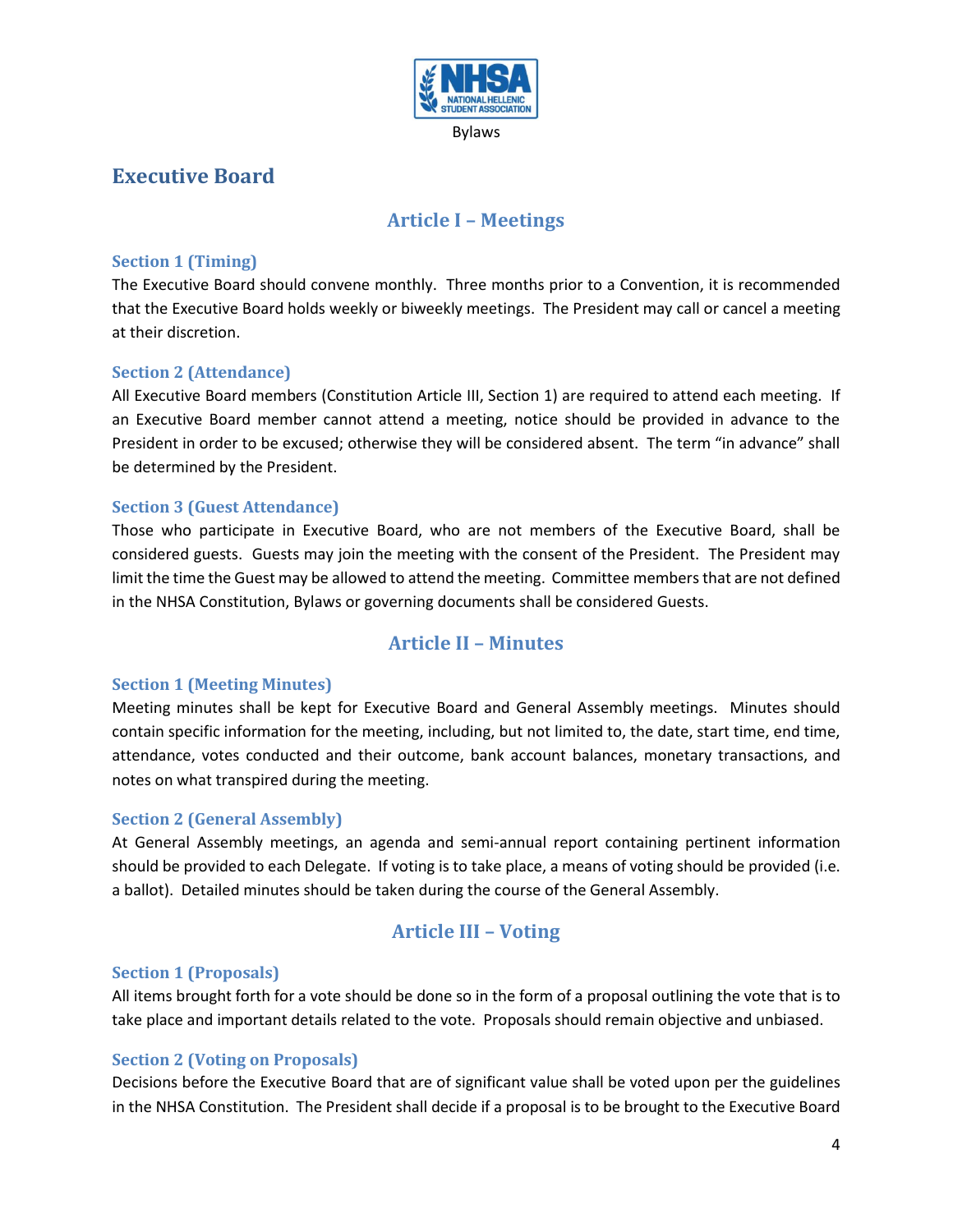# Executive Board

## Article I – Meetings

### Section 1 (Timing)

The Executive Board should convene monthly. Three months prior to a Convention, it is recommended that the Executive Board holds weekly or biweekly meetings. The President may call or cancel a meeting at their discretion.

### Section 2 (Attendance)

All Executive Board members (Constitution Article III, Section 1) are required to attend each meeting. If an Executive Board member cannot attend a meeting, notice should be provided in advance to the President in order to be excused; otherwise they will be considered absent. The term "in advance" shall be determined by the President.

### Section 3 (Guest Attendance)

Those who participate in Executive Board, who are not members of the Executive Board, shall be considered guests. Guests may join the meeting with the consent of the President. The President may limit the time the Guest may be allowed to attend the meeting. Committee members that are not defined in the NHSA Constitution, Bylaws or governing documents shall be considered Guests.

## Article II – Minutes

### Section 1 (Meeting Minutes)

Meeting minutes shall be kept for Executive Board and General Assembly meetings. Minutes should contain specific information for the meeting, including, but not limited to, the date, start time, end time, attendance, votes conducted and their outcome, bank account balances, monetary transactions, and notes on what transpired during the meeting.

### Section 2 (General Assembly)

At General Assembly meetings, an agenda and semi-annual report containing pertinent information should be provided to each Delegate. If voting is to take place, a means of voting should be provided (i.e. a ballot). Detailed minutes should be taken during the course of the General Assembly.

## Article III – Voting

### Section 1 (Proposals)

All items brought forth for a vote should be done so in the form of a proposal outlining the vote that is to take place and important details related to the vote. Proposals should remain objective and unbiased.

### Section 2 (Voting on Proposals)

Decisions before the Executive Board that are of significant value shall be voted upon per the guidelines in the NHSA Constitution. The President shall decide if a proposal is to be brought to the Executive Board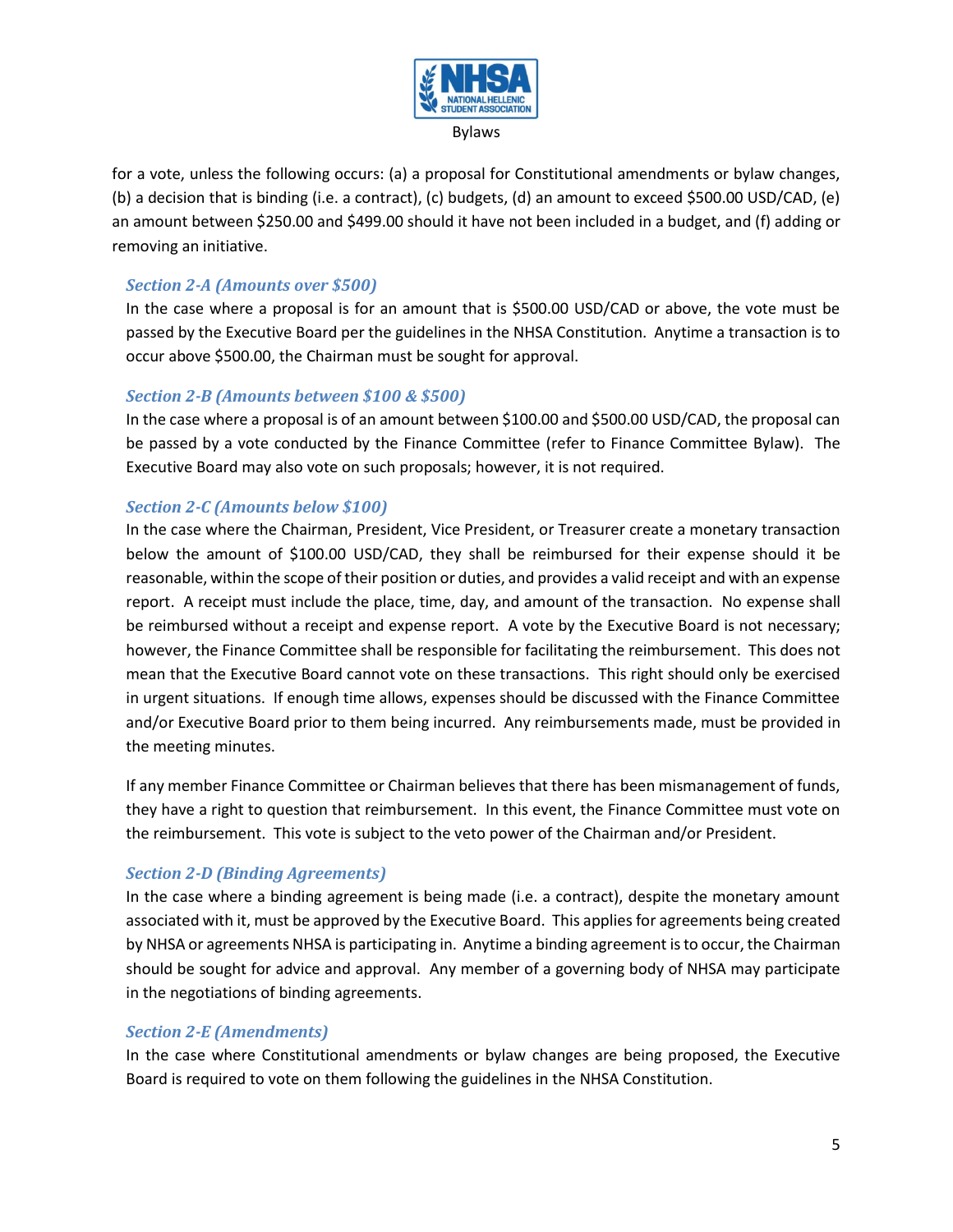for a vote, unless the following occurs: (a) a proposal for Constitutional amendments or bylaw changes, (b) a decision that is binding (i.e. a contract), (c) budgets, (d) an amount to exceed $500.00 USD/CAD, (e) an amount between $250.00 and $499.00 should it have not been included in a budget, and (f) adding or removing an initiative.

### *Section 2-A (Amounts over $500)*

In the case where a proposal is for an amount that is $500.00 USD/CAD or above, the vote must be passed by the Executive Board per the guidelines in the NHSA Constitution. Anytime a transaction is to occur above $500.00, the Chairman must be sought for approval.

### *Section 2-B (Amounts between $100 & $500)*

In the case where a proposal is of an amount between $100.00 and $500.00 USD/CAD, the proposal can be passed by a vote conducted by the Finance Committee (refer to Finance Committee Bylaw). The Executive Board may also vote on such proposals; however, it is not required.

### *Section 2-C (Amounts below $100)*

In the case where the Chairman, President, Vice President, or Treasurer create a monetary transaction below the amount of $100.00 USD/CAD, they shall be reimbursed for their expense should it be reasonable, within the scope of their position or duties, and provides a valid receipt and with an expense report. A receipt must include the place, time, day, and amount of the transaction. No expense shall be reimbursed without a receipt and expense report. A vote by the Executive Board is not necessary; however, the Finance Committee shall be responsible for facilitating the reimbursement. This does not mean that the Executive Board cannot vote on these transactions. This right should only be exercised in urgent situations. If enough time allows, expenses should be discussed with the Finance Committee and/or Executive Board prior to them being incurred. Any reimbursements made, must be provided in the meeting minutes.

If any member Finance Committee or Chairman believes that there has been mismanagement of funds, they have a right to question that reimbursement. In this event, the Finance Committee must vote on the reimbursement. This vote is subject to the veto power of the Chairman and/or President.

### *Section 2-D (Binding Agreements)*

In the case where a binding agreement is being made (i.e. a contract), despite the monetary amount associated with it, must be approved by the Executive Board. This applies for agreements being created by NHSA or agreements NHSA is participating in. Anytime a binding agreement is to occur, the Chairman should be sought for advice and approval. Any member of a governing body of NHSA may participate in the negotiations of binding agreements.

### *Section 2-E (Amendments)*

In the case where Constitutional amendments or bylaw changes are being proposed, the Executive Board is required to vote on them following the guidelines in the NHSA Constitution.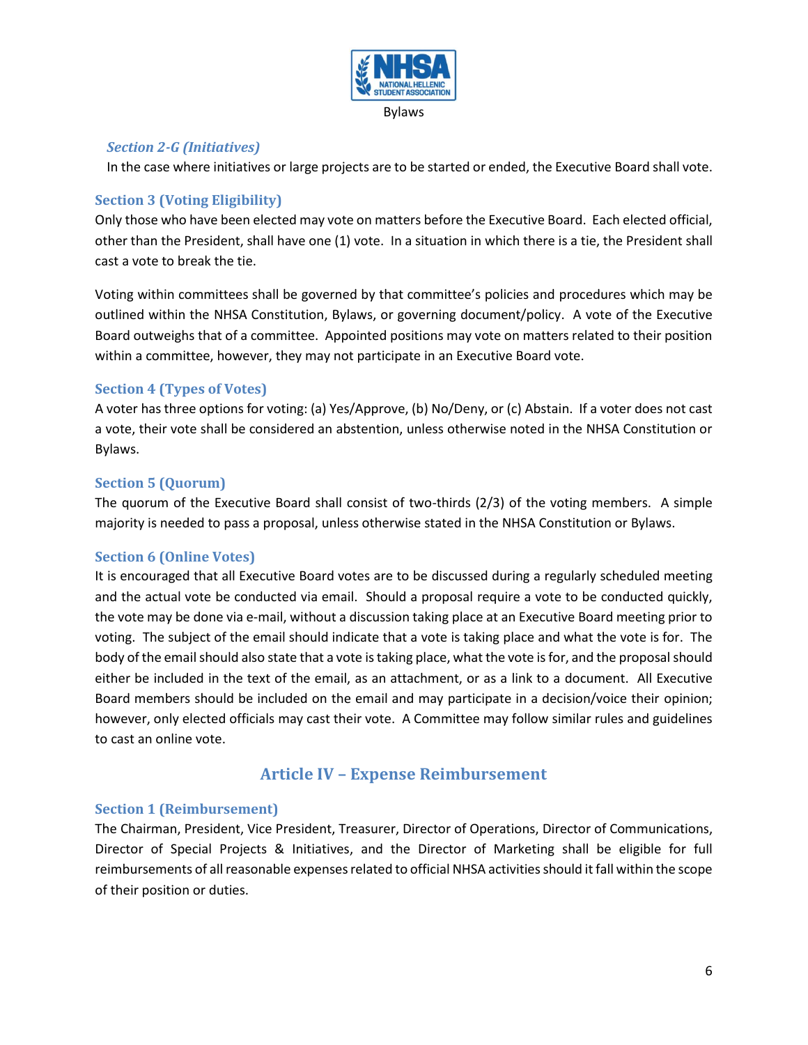### *Section 2-G (Initiatives)*

In the case where initiatives or large projects are to be started or ended, the Executive Board shall vote.

### Section 3 (Voting Eligibility)

Only those who have been elected may vote on matters before the Executive Board. Each elected official, other than the President, shall have one (1) vote. In a situation in which there is a tie, the President shall cast a vote to break the tie.

Voting within committees shall be governed by that committee's policies and procedures which may be outlined within the NHSA Constitution, Bylaws, or governing document/policy. A vote of the Executive Board outweighs that of a committee. Appointed positions may vote on matters related to their position within a committee, however, they may not participate in an Executive Board vote.

### Section 4 (Types of Votes)

A voter has three options for voting: (a) Yes/Approve, (b) No/Deny, or (c) Abstain. If a voter does not cast a vote, their vote shall be considered an abstention, unless otherwise noted in the NHSA Constitution or Bylaws.

### Section 5 (Quorum)

The quorum of the Executive Board shall consist of two-thirds (2/3) of the voting members. A simple majority is needed to pass a proposal, unless otherwise stated in the NHSA Constitution or Bylaws.

### Section 6 (Online Votes)

It is encouraged that all Executive Board votes are to be discussed during a regularly scheduled meeting and the actual vote be conducted via email. Should a proposal require a vote to be conducted quickly, the vote may be done via e-mail, without a discussion taking place at an Executive Board meeting prior to voting. The subject of the email should indicate that a vote is taking place and what the vote is for. The body of the email should also state that a vote is taking place, what the vote is for, and the proposal should either be included in the text of the email, as an attachment, or as a link to a document. All Executive Board members should be included on the email and may participate in a decision/voice their opinion; however, only elected officials may cast their vote. A Committee may follow similar rules and guidelines to cast an online vote.

## Article IV – Expense Reimbursement

### Section 1 (Reimbursement)

The Chairman, President, Vice President, Treasurer, Director of Operations, Director of Communications, Director of Special Projects & Initiatives, and the Director of Marketing shall be eligible for full reimbursements of all reasonable expenses related to official NHSA activities should it fall within the scope of their position or duties.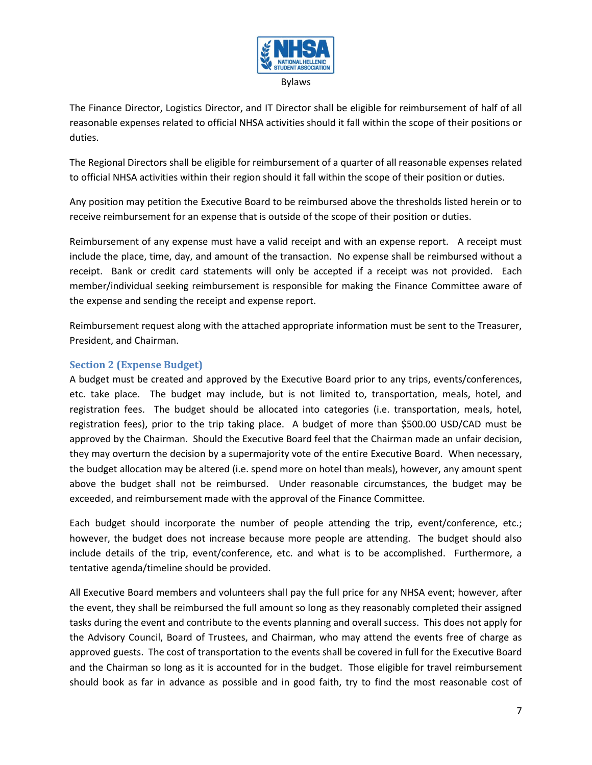The Finance Director, Logistics Director, and IT Director shall be eligible for reimbursement of half of all reasonable expenses related to official NHSA activities should it fall within the scope of their positions or duties.

The Regional Directors shall be eligible for reimbursement of a quarter of all reasonable expenses related to official NHSA activities within their region should it fall within the scope of their position or duties.

Any position may petition the Executive Board to be reimbursed above the thresholds listed herein or to receive reimbursement for an expense that is outside of the scope of their position or duties.

Reimbursement of any expense must have a valid receipt and with an expense report. A receipt must include the place, time, day, and amount of the transaction. No expense shall be reimbursed without a receipt. Bank or credit card statements will only be accepted if a receipt was not provided. Each member/individual seeking reimbursement is responsible for making the Finance Committee aware of the expense and sending the receipt and expense report.

Reimbursement request along with the attached appropriate information must be sent to the Treasurer, President, and Chairman.

### Section 2 (Expense Budget)

A budget must be created and approved by the Executive Board prior to any trips, events/conferences, etc. take place. The budget may include, but is not limited to, transportation, meals, hotel, and registration fees. The budget should be allocated into categories (i.e. transportation, meals, hotel, registration fees), prior to the trip taking place. A budget of more than $500.00 USD/CAD must be approved by the Chairman. Should the Executive Board feel that the Chairman made an unfair decision, they may overturn the decision by a supermajority vote of the entire Executive Board. When necessary, the budget allocation may be altered (i.e. spend more on hotel than meals), however, any amount spent above the budget shall not be reimbursed. Under reasonable circumstances, the budget may be exceeded, and reimbursement made with the approval of the Finance Committee.

Each budget should incorporate the number of people attending the trip, event/conference, etc.; however, the budget does not increase because more people are attending. The budget should also include details of the trip, event/conference, etc. and what is to be accomplished. Furthermore, a tentative agenda/timeline should be provided.

All Executive Board members and volunteers shall pay the full price for any NHSA event; however, after the event, they shall be reimbursed the full amount so long as they reasonably completed their assigned tasks during the event and contribute to the events planning and overall success. This does not apply for the Advisory Council, Board of Trustees, and Chairman, who may attend the events free of charge as approved guests. The cost of transportation to the events shall be covered in full for the Executive Board and the Chairman so long as it is accounted for in the budget. Those eligible for travel reimbursement should book as far in advance as possible and in good faith, try to find the most reasonable cost of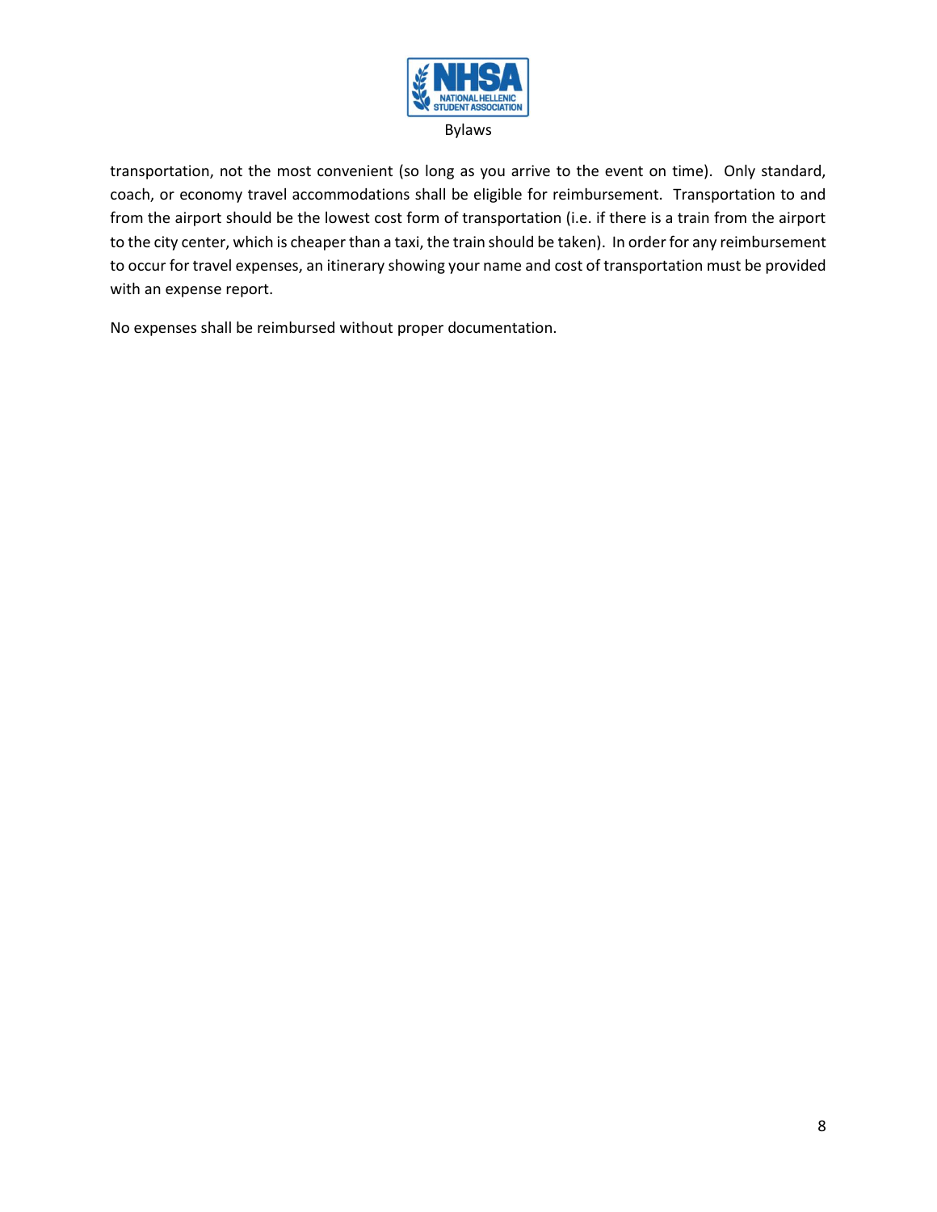transportation, not the most convenient (so long as you arrive to the event on time). Only standard, coach, or economy travel accommodations shall be eligible for reimbursement. Transportation to and from the airport should be the lowest cost form of transportation (i.e. if there is a train from the airport to the city center, which is cheaper than a taxi, the train should be taken). In order for any reimbursement to occur for travel expenses, an itinerary showing your name and cost of transportation must be provided with an expense report.

No expenses shall be reimbursed without proper documentation.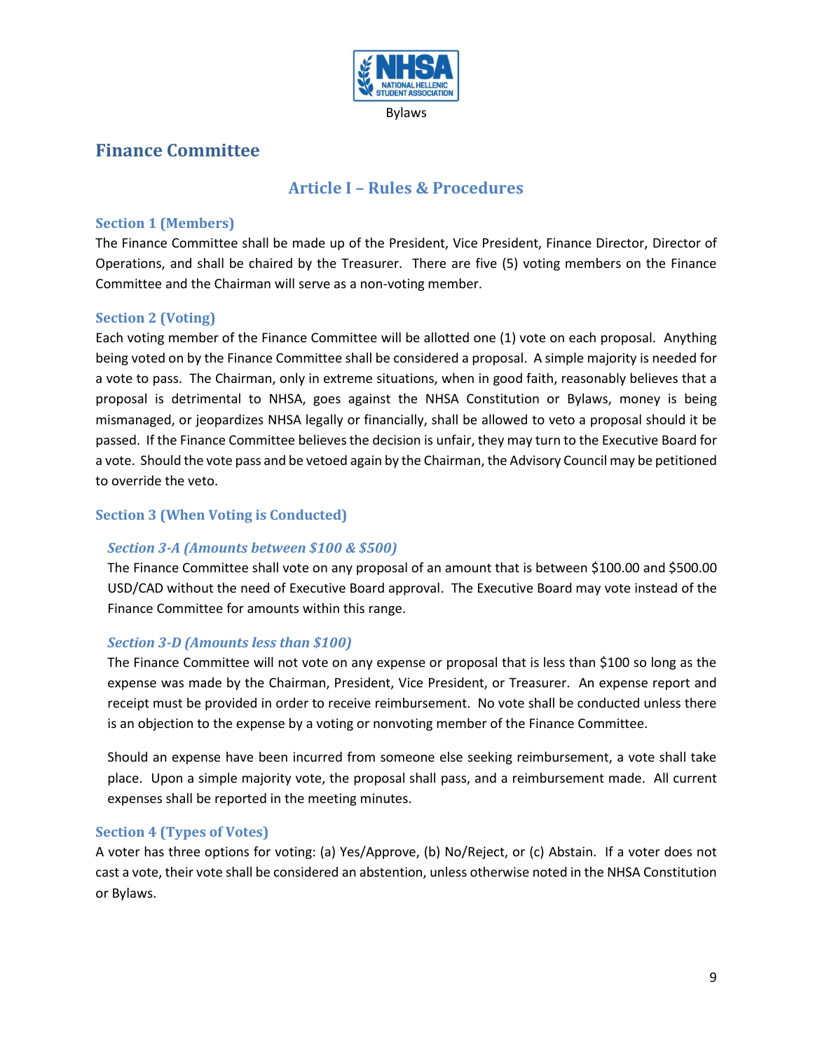# Finance Committee

## Article I – Rules & Procedures

### Section 1 (Members)

The Finance Committee shall be made up of the President, Vice President, Finance Director, Director of Operations, and shall be chaired by the Treasurer. There are five (5) voting members on the Finance Committee and the Chairman will serve as a non-voting member.

### Section 2 (Voting)

Each voting member of the Finance Committee will be allotted one (1) vote on each proposal. Anything being voted on by the Finance Committee shall be considered a proposal. A simple majority is needed for a vote to pass. The Chairman, only in extreme situations, when in good faith, reasonably believes that a proposal is detrimental to NHSA, goes against the NHSA Constitution or Bylaws, money is being mismanaged, or jeopardizes NHSA legally or financially, shall be allowed to veto a proposal should it be passed. If the Finance Committee believes the decision is unfair, they may turn to the Executive Board for a vote. Should the vote pass and be vetoed again by the Chairman, the Advisory Council may be petitioned to override the veto.

### Section 3 (When Voting is Conducted)

#### *Section 3-A (Amounts between $100 & $500)*

The Finance Committee shall vote on any proposal of an amount that is between $100.00 and $500.00 USD/CAD without the need of Executive Board approval. The Executive Board may vote instead of the Finance Committee for amounts within this range.

#### *Section 3-D (Amounts less than $100)*

The Finance Committee will not vote on any expense or proposal that is less than $100 so long as the expense was made by the Chairman, President, Vice President, or Treasurer. An expense report and receipt must be provided in order to receive reimbursement. No vote shall be conducted unless there is an objection to the expense by a voting or nonvoting member of the Finance Committee.

Should an expense have been incurred from someone else seeking reimbursement, a vote shall take place. Upon a simple majority vote, the proposal shall pass, and a reimbursement made. All current expenses shall be reported in the meeting minutes.

### Section 4 (Types of Votes)

A voter has three options for voting: (a) Yes/Approve, (b) No/Reject, or (c) Abstain. If a voter does not cast a vote, their vote shall be considered an abstention, unless otherwise noted in the NHSA Constitution or Bylaws.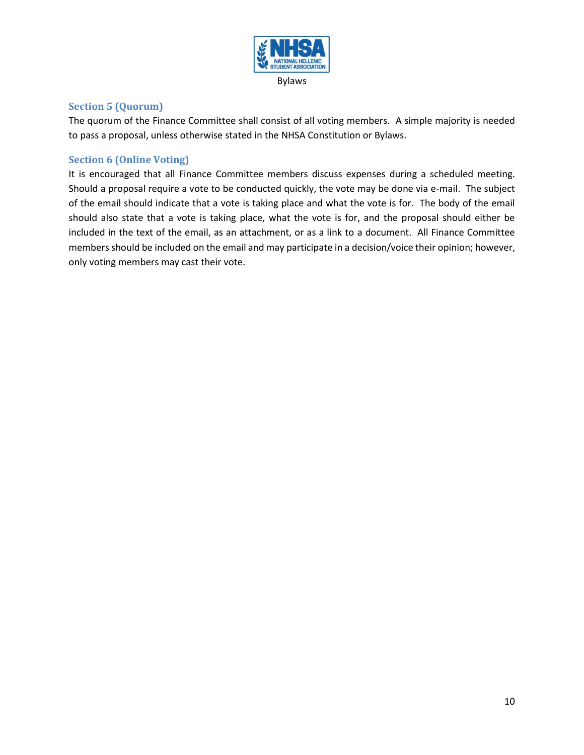### Section 5 (Quorum)

The quorum of the Finance Committee shall consist of all voting members. A simple majority is needed to pass a proposal, unless otherwise stated in the NHSA Constitution or Bylaws.

### Section 6 (Online Voting)

It is encouraged that all Finance Committee members discuss expenses during a scheduled meeting. Should a proposal require a vote to be conducted quickly, the vote may be done via e-mail. The subject of the email should indicate that a vote is taking place and what the vote is for. The body of the email should also state that a vote is taking place, what the vote is for, and the proposal should either be included in the text of the email, as an attachment, or as a link to a document. All Finance Committee members should be included on the email and may participate in a decision/voice their opinion; however, only voting members may cast their vote.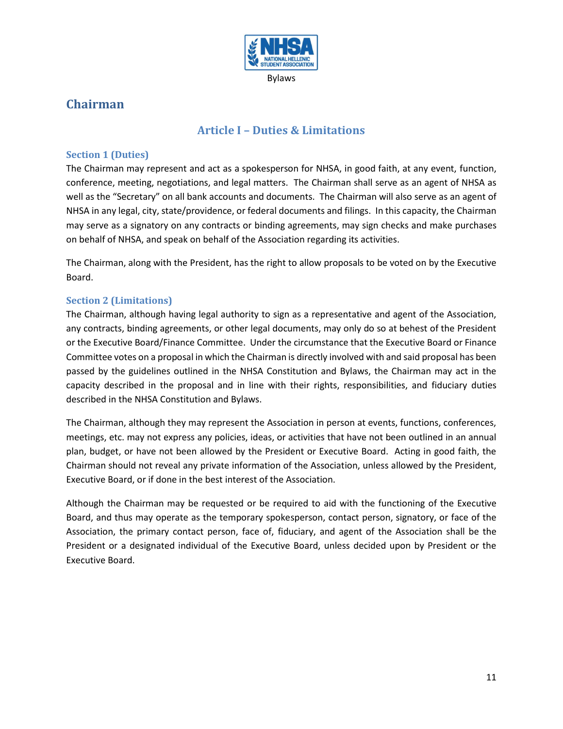# Chairman

## Article I – Duties & Limitations

### Section 1 (Duties)

The Chairman may represent and act as a spokesperson for NHSA, in good faith, at any event, function, conference, meeting, negotiations, and legal matters. The Chairman shall serve as an agent of NHSA as well as the "Secretary" on all bank accounts and documents. The Chairman will also serve as an agent of NHSA in any legal, city, state/providence, or federal documents and filings. In this capacity, the Chairman may serve as a signatory on any contracts or binding agreements, may sign checks and make purchases on behalf of NHSA, and speak on behalf of the Association regarding its activities.

The Chairman, along with the President, has the right to allow proposals to be voted on by the Executive Board.

### Section 2 (Limitations)

The Chairman, although having legal authority to sign as a representative and agent of the Association, any contracts, binding agreements, or other legal documents, may only do so at behest of the President or the Executive Board/Finance Committee. Under the circumstance that the Executive Board or Finance Committee votes on a proposal in which the Chairman is directly involved with and said proposal has been passed by the guidelines outlined in the NHSA Constitution and Bylaws, the Chairman may act in the capacity described in the proposal and in line with their rights, responsibilities, and fiduciary duties described in the NHSA Constitution and Bylaws.

The Chairman, although they may represent the Association in person at events, functions, conferences, meetings, etc. may not express any policies, ideas, or activities that have not been outlined in an annual plan, budget, or have not been allowed by the President or Executive Board. Acting in good faith, the Chairman should not reveal any private information of the Association, unless allowed by the President, Executive Board, or if done in the best interest of the Association.

Although the Chairman may be requested or be required to aid with the functioning of the Executive Board, and thus may operate as the temporary spokesperson, contact person, signatory, or face of the Association, the primary contact person, face of, fiduciary, and agent of the Association shall be the President or a designated individual of the Executive Board, unless decided upon by President or the Executive Board.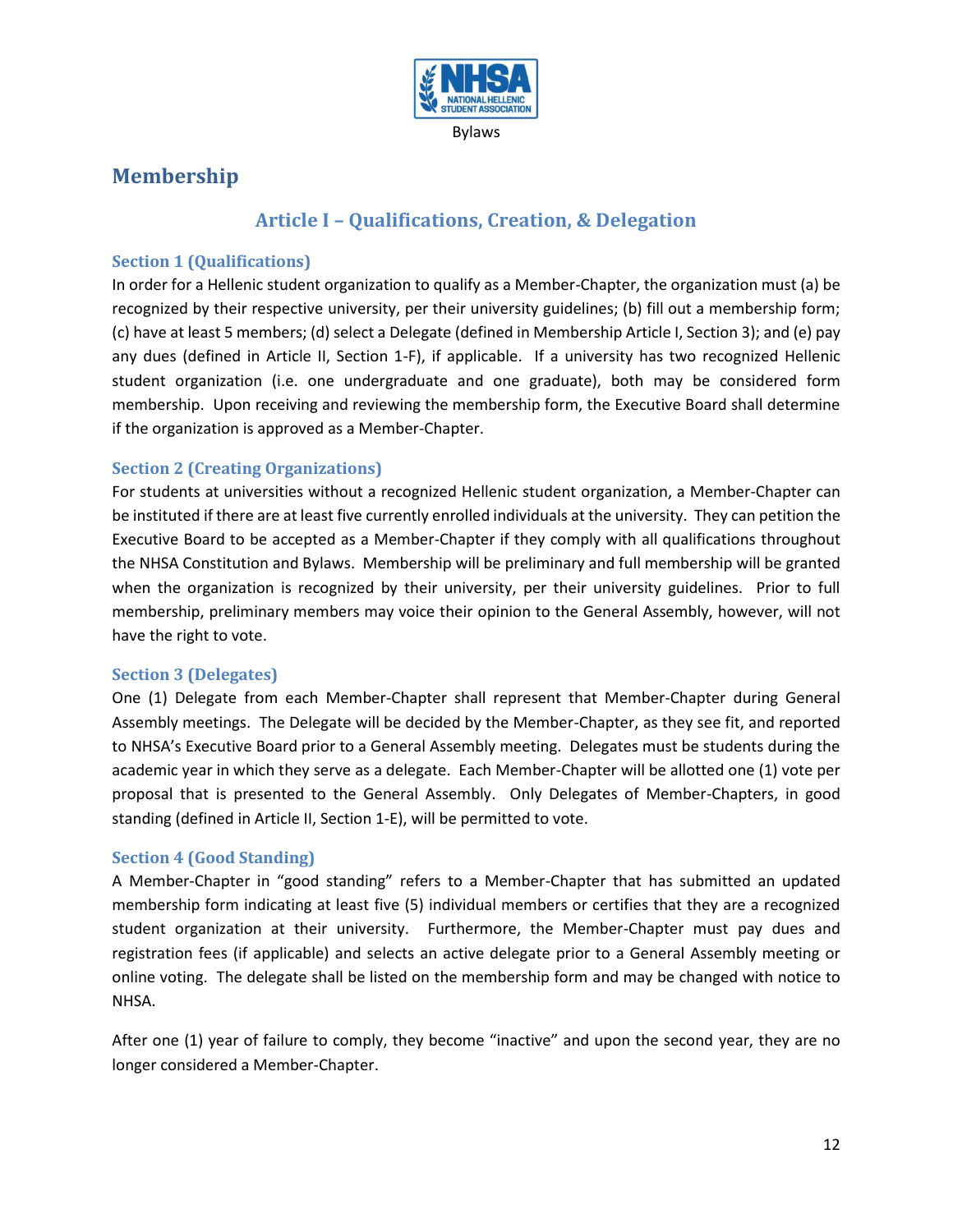## Membership

### Article I – Qualifications, Creation, & Delegation

#### Section 1 (Qualifications)

In order for a Hellenic student organization to qualify as a Member-Chapter, the organization must (a) be recognized by their respective university, per their university guidelines; (b) fill out a membership form; (c) have at least 5 members; (d) select a Delegate (defined in Membership Article I, Section 3); and (e) pay any dues (defined in Article II, Section 1-F), if applicable. If a university has two recognized Hellenic student organization (i.e. one undergraduate and one graduate), both may be considered form membership. Upon receiving and reviewing the membership form, the Executive Board shall determine if the organization is approved as a Member-Chapter.

#### Section 2 (Creating Organizations)

For students at universities without a recognized Hellenic student organization, a Member-Chapter can be instituted if there are at least five currently enrolled individuals at the university. They can petition the Executive Board to be accepted as a Member-Chapter if they comply with all qualifications throughout the NHSA Constitution and Bylaws. Membership will be preliminary and full membership will be granted when the organization is recognized by their university, per their university guidelines. Prior to full membership, preliminary members may voice their opinion to the General Assembly, however, will not have the right to vote.

#### Section 3 (Delegates)

One (1) Delegate from each Member-Chapter shall represent that Member-Chapter during General Assembly meetings. The Delegate will be decided by the Member-Chapter, as they see fit, and reported to NHSA's Executive Board prior to a General Assembly meeting. Delegates must be students during the academic year in which they serve as a delegate. Each Member-Chapter will be allotted one (1) vote per proposal that is presented to the General Assembly. Only Delegates of Member-Chapters, in good standing (defined in Article II, Section 1-E), will be permitted to vote.

#### Section 4 (Good Standing)

A Member-Chapter in "good standing" refers to a Member-Chapter that has submitted an updated membership form indicating at least five (5) individual members or certifies that they are a recognized student organization at their university. Furthermore, the Member-Chapter must pay dues and registration fees (if applicable) and selects an active delegate prior to a General Assembly meeting or online voting. The delegate shall be listed on the membership form and may be changed with notice to NHSA.

After one (1) year of failure to comply, they become "inactive" and upon the second year, they are no longer considered a Member-Chapter.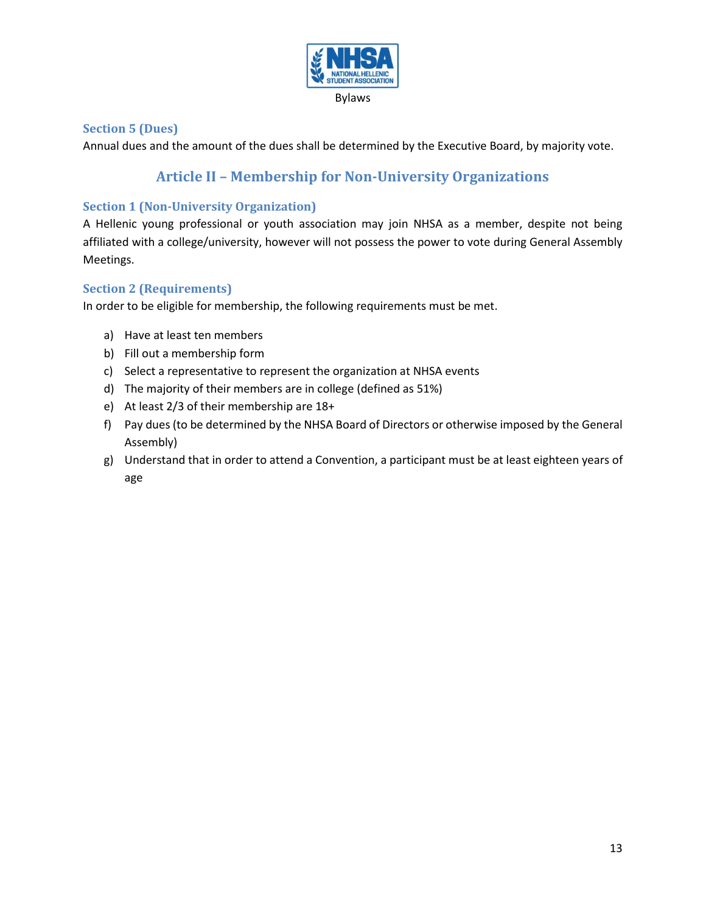### Section 5 (Dues)

Annual dues and the amount of the dues shall be determined by the Executive Board, by majority vote.

## Article II – Membership for Non-University Organizations

### Section 1 (Non-University Organization)

A Hellenic young professional or youth association may join NHSA as a member, despite not being affiliated with a college/university, however will not possess the power to vote during General Assembly Meetings.

### Section 2 (Requirements)

In order to be eligible for membership, the following requirements must be met.

a) Have at least ten members
b) Fill out a membership form
c) Select a representative to represent the organization at NHSA events
d) The majority of their members are in college (defined as 51%)
e) At least 2/3 of their membership are 18+
f) Pay dues (to be determined by the NHSA Board of Directors or otherwise imposed by the General Assembly)
g) Understand that in order to attend a Convention, a participant must be at least eighteen years of age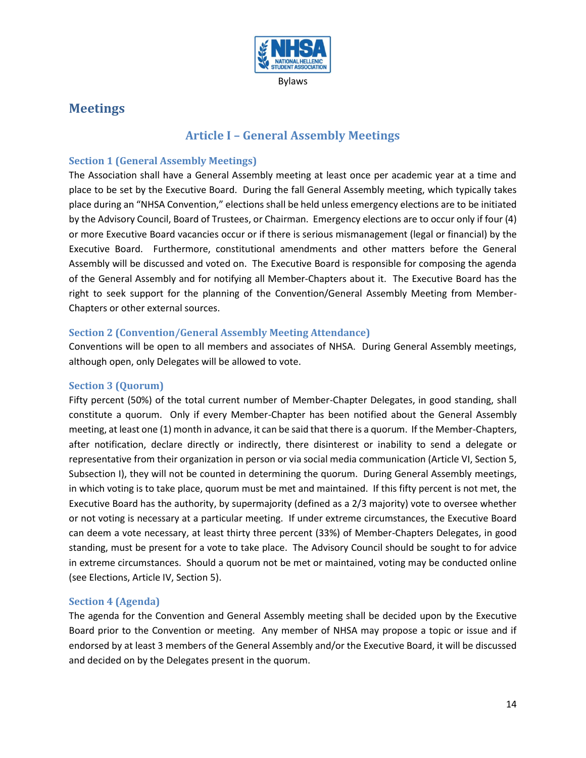# Meetings

## Article I – General Assembly Meetings

### Section 1 (General Assembly Meetings)

The Association shall have a General Assembly meeting at least once per academic year at a time and place to be set by the Executive Board. During the fall General Assembly meeting, which typically takes place during an "NHSA Convention," elections shall be held unless emergency elections are to be initiated by the Advisory Council, Board of Trustees, or Chairman. Emergency elections are to occur only if four (4) or more Executive Board vacancies occur or if there is serious mismanagement (legal or financial) by the Executive Board. Furthermore, constitutional amendments and other matters before the General Assembly will be discussed and voted on. The Executive Board is responsible for composing the agenda of the General Assembly and for notifying all Member-Chapters about it. The Executive Board has the right to seek support for the planning of the Convention/General Assembly Meeting from Member-Chapters or other external sources.

### Section 2 (Convention/General Assembly Meeting Attendance)

Conventions will be open to all members and associates of NHSA. During General Assembly meetings, although open, only Delegates will be allowed to vote.

### Section 3 (Quorum)

Fifty percent (50%) of the total current number of Member-Chapter Delegates, in good standing, shall constitute a quorum. Only if every Member-Chapter has been notified about the General Assembly meeting, at least one (1) month in advance, it can be said that there is a quorum. If the Member-Chapters, after notification, declare directly or indirectly, there disinterest or inability to send a delegate or representative from their organization in person or via social media communication (Article VI, Section 5, Subsection I), they will not be counted in determining the quorum. During General Assembly meetings, in which voting is to take place, quorum must be met and maintained. If this fifty percent is not met, the Executive Board has the authority, by supermajority (defined as a 2/3 majority) vote to oversee whether or not voting is necessary at a particular meeting. If under extreme circumstances, the Executive Board can deem a vote necessary, at least thirty three percent (33%) of Member-Chapters Delegates, in good standing, must be present for a vote to take place. The Advisory Council should be sought to for advice in extreme circumstances. Should a quorum not be met or maintained, voting may be conducted online (see Elections, Article IV, Section 5).

### Section 4 (Agenda)

The agenda for the Convention and General Assembly meeting shall be decided upon by the Executive Board prior to the Convention or meeting. Any member of NHSA may propose a topic or issue and if endorsed by at least 3 members of the General Assembly and/or the Executive Board, it will be discussed and decided on by the Delegates present in the quorum.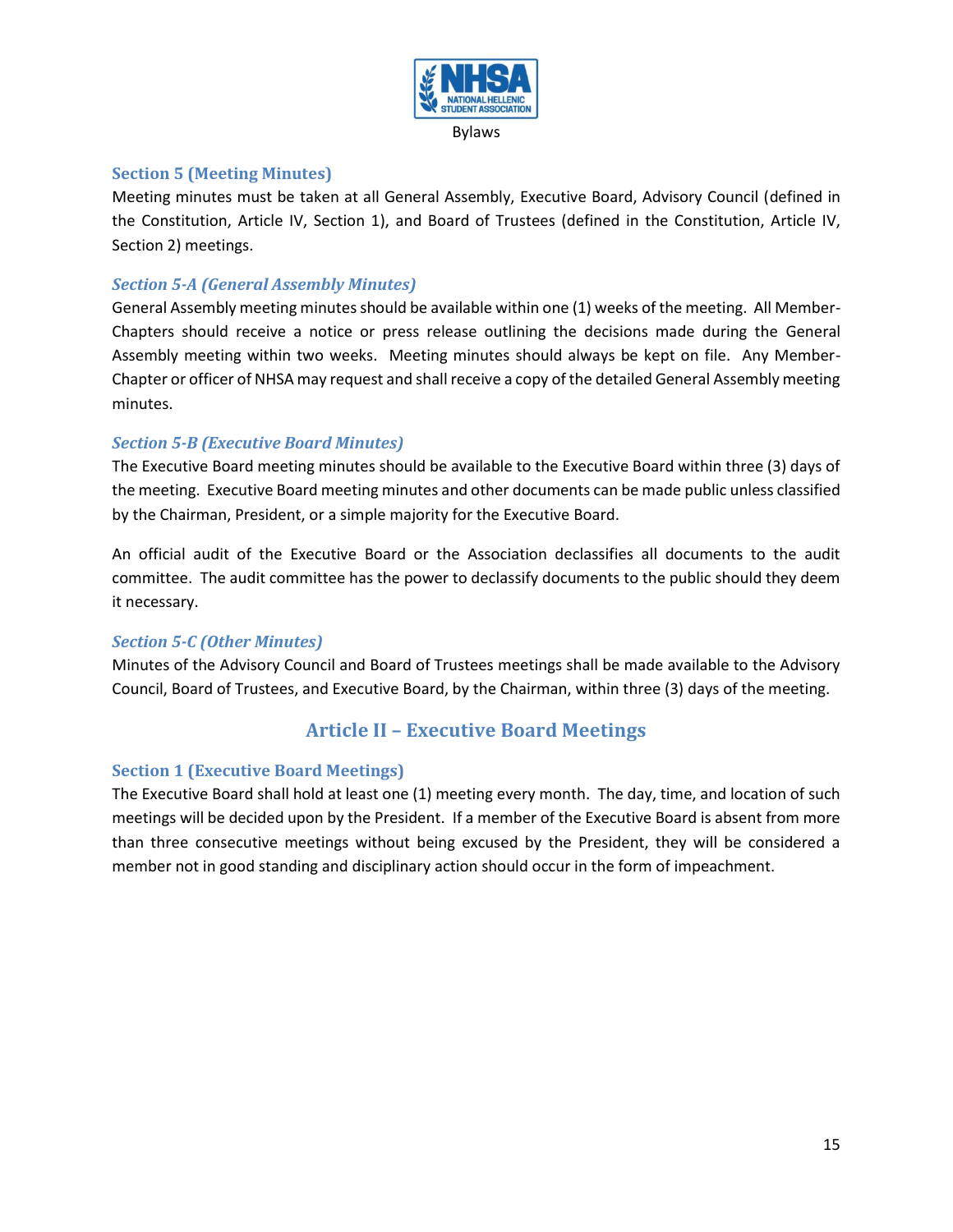### Section 5 (Meeting Minutes)

Meeting minutes must be taken at all General Assembly, Executive Board, Advisory Council (defined in the Constitution, Article IV, Section 1), and Board of Trustees (defined in the Constitution, Article IV, Section 2) meetings.

#### *Section 5-A (General Assembly Minutes)*

General Assembly meeting minutes should be available within one (1) weeks of the meeting. All Member-Chapters should receive a notice or press release outlining the decisions made during the General Assembly meeting within two weeks. Meeting minutes should always be kept on file. Any Member-Chapter or officer of NHSA may request and shall receive a copy of the detailed General Assembly meeting minutes.

#### *Section 5-B (Executive Board Minutes)*

The Executive Board meeting minutes should be available to the Executive Board within three (3) days of the meeting. Executive Board meeting minutes and other documents can be made public unless classified by the Chairman, President, or a simple majority for the Executive Board.

An official audit of the Executive Board or the Association declassifies all documents to the audit committee. The audit committee has the power to declassify documents to the public should they deem it necessary.

#### *Section 5-C (Other Minutes)*

Minutes of the Advisory Council and Board of Trustees meetings shall be made available to the Advisory Council, Board of Trustees, and Executive Board, by the Chairman, within three (3) days of the meeting.

## Article II – Executive Board Meetings

### Section 1 (Executive Board Meetings)

The Executive Board shall hold at least one (1) meeting every month. The day, time, and location of such meetings will be decided upon by the President. If a member of the Executive Board is absent from more than three consecutive meetings without being excused by the President, they will be considered a member not in good standing and disciplinary action should occur in the form of impeachment.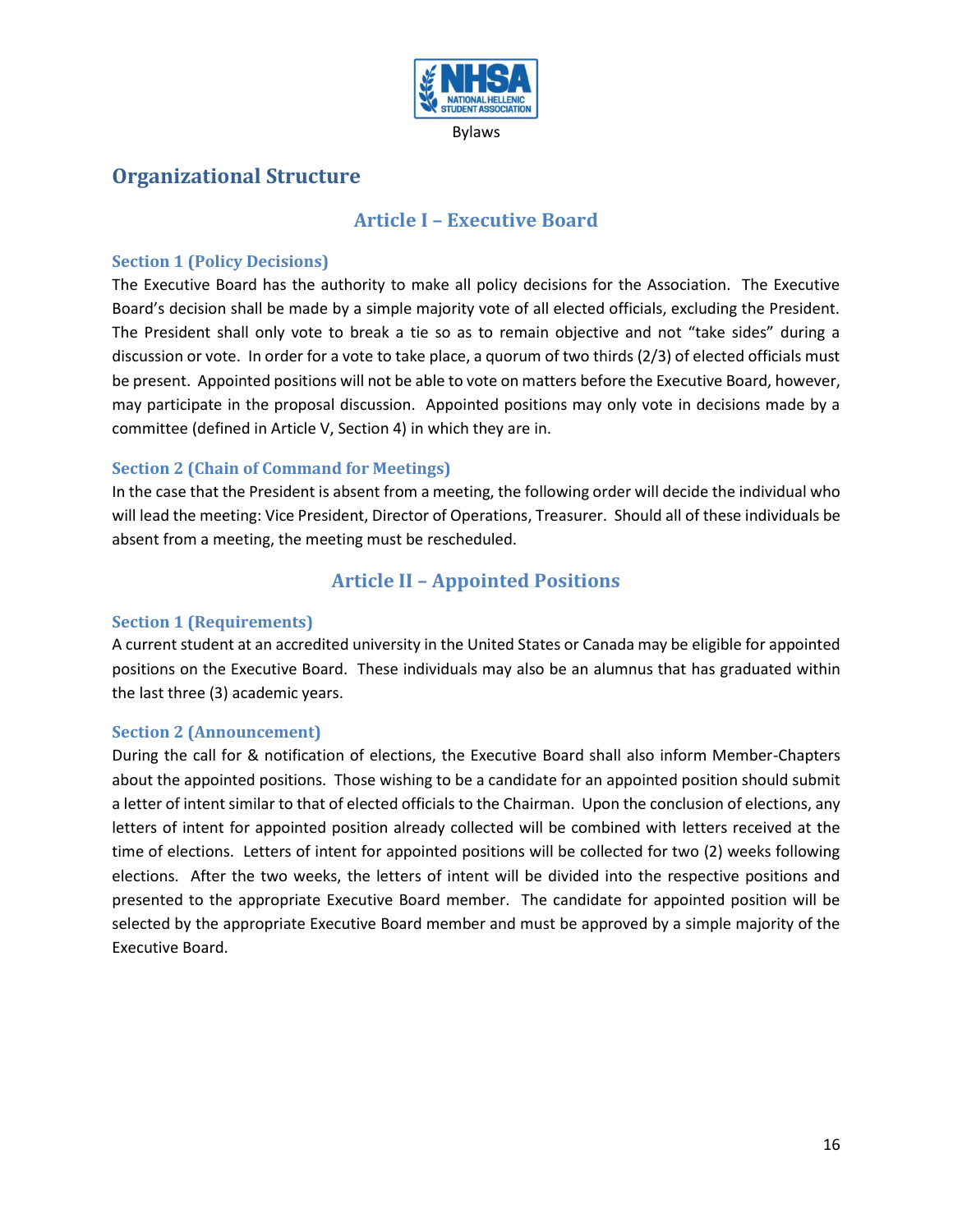## Organizational Structure

### Article I – Executive Board

#### Section 1 (Policy Decisions)

The Executive Board has the authority to make all policy decisions for the Association. The Executive Board's decision shall be made by a simple majority vote of all elected officials, excluding the President. The President shall only vote to break a tie so as to remain objective and not "take sides" during a discussion or vote. In order for a vote to take place, a quorum of two thirds (2/3) of elected officials must be present. Appointed positions will not be able to vote on matters before the Executive Board, however, may participate in the proposal discussion. Appointed positions may only vote in decisions made by a committee (defined in Article V, Section 4) in which they are in.

#### Section 2 (Chain of Command for Meetings)

In the case that the President is absent from a meeting, the following order will decide the individual who will lead the meeting: Vice President, Director of Operations, Treasurer. Should all of these individuals be absent from a meeting, the meeting must be rescheduled.

### Article II – Appointed Positions

#### Section 1 (Requirements)

A current student at an accredited university in the United States or Canada may be eligible for appointed positions on the Executive Board. These individuals may also be an alumnus that has graduated within the last three (3) academic years.

#### Section 2 (Announcement)

During the call for & notification of elections, the Executive Board shall also inform Member-Chapters about the appointed positions. Those wishing to be a candidate for an appointed position should submit a letter of intent similar to that of elected officials to the Chairman. Upon the conclusion of elections, any letters of intent for appointed position already collected will be combined with letters received at the time of elections. Letters of intent for appointed positions will be collected for two (2) weeks following elections. After the two weeks, the letters of intent will be divided into the respective positions and presented to the appropriate Executive Board member. The candidate for appointed position will be selected by the appropriate Executive Board member and must be approved by a simple majority of the Executive Board.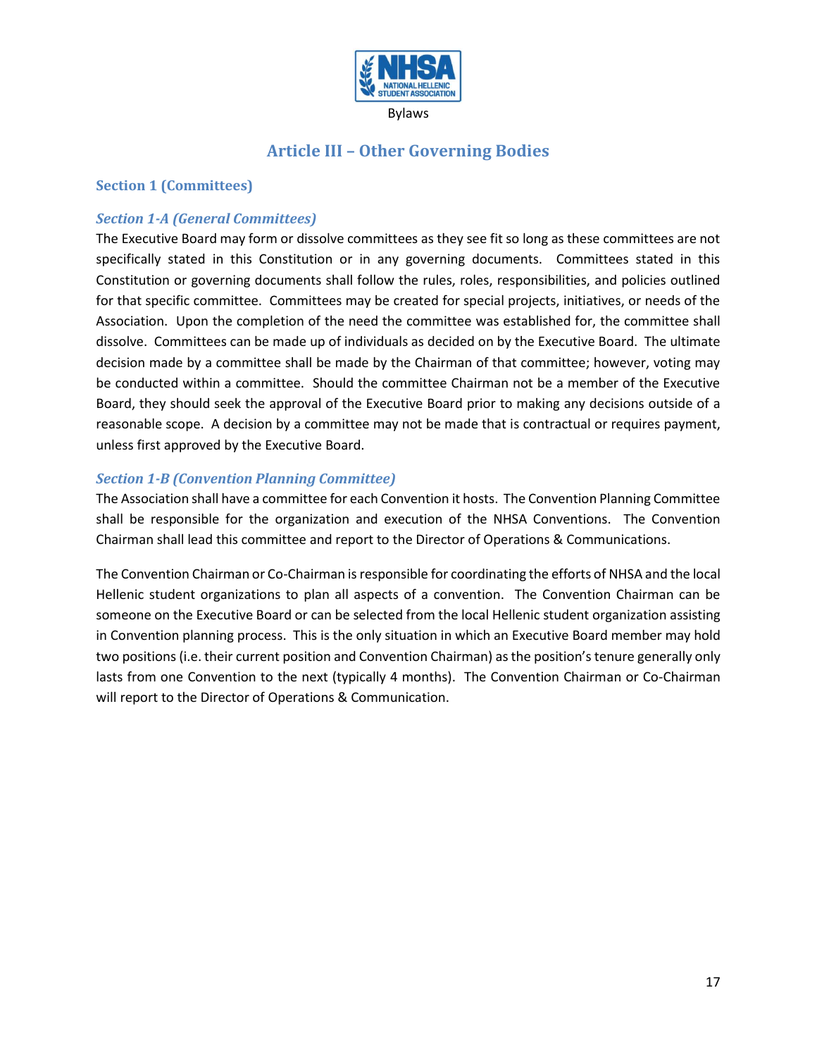## Article III – Other Governing Bodies

### Section 1 (Committees)

#### *Section 1-A (General Committees)*

The Executive Board may form or dissolve committees as they see fit so long as these committees are not specifically stated in this Constitution or in any governing documents. Committees stated in this Constitution or governing documents shall follow the rules, roles, responsibilities, and policies outlined for that specific committee. Committees may be created for special projects, initiatives, or needs of the Association. Upon the completion of the need the committee was established for, the committee shall dissolve. Committees can be made up of individuals as decided on by the Executive Board. The ultimate decision made by a committee shall be made by the Chairman of that committee; however, voting may be conducted within a committee. Should the committee Chairman not be a member of the Executive Board, they should seek the approval of the Executive Board prior to making any decisions outside of a reasonable scope. A decision by a committee may not be made that is contractual or requires payment, unless first approved by the Executive Board.

#### *Section 1-B (Convention Planning Committee)*

The Association shall have a committee for each Convention it hosts. The Convention Planning Committee shall be responsible for the organization and execution of the NHSA Conventions. The Convention Chairman shall lead this committee and report to the Director of Operations & Communications.

The Convention Chairman or Co-Chairman is responsible for coordinating the efforts of NHSA and the local Hellenic student organizations to plan all aspects of a convention. The Convention Chairman can be someone on the Executive Board or can be selected from the local Hellenic student organization assisting in Convention planning process. This is the only situation in which an Executive Board member may hold two positions (i.e. their current position and Convention Chairman) as the position's tenure generally only lasts from one Convention to the next (typically 4 months). The Convention Chairman or Co-Chairman will report to the Director of Operations & Communication.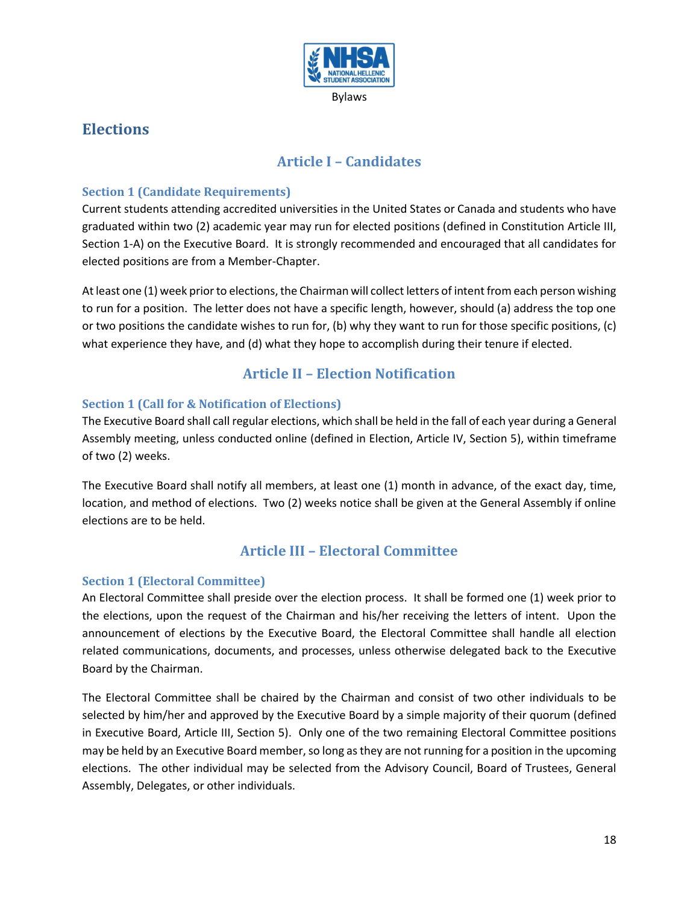## Elections

### Article I – Candidates

#### Section 1 (Candidate Requirements)

Current students attending accredited universities in the United States or Canada and students who have graduated within two (2) academic year may run for elected positions (defined in Constitution Article III, Section 1-A) on the Executive Board. It is strongly recommended and encouraged that all candidates for elected positions are from a Member-Chapter.

At least one (1) week prior to elections, the Chairman will collect letters of intent from each person wishing to run for a position. The letter does not have a specific length, however, should (a) address the top one or two positions the candidate wishes to run for, (b) why they want to run for those specific positions, (c) what experience they have, and (d) what they hope to accomplish during their tenure if elected.

### Article II – Election Notification

#### Section 1 (Call for & Notification of Elections)

The Executive Board shall call regular elections, which shall be held in the fall of each year during a General Assembly meeting, unless conducted online (defined in Election, Article IV, Section 5), within timeframe of two (2) weeks.

The Executive Board shall notify all members, at least one (1) month in advance, of the exact day, time, location, and method of elections. Two (2) weeks notice shall be given at the General Assembly if online elections are to be held.

### Article III – Electoral Committee

#### Section 1 (Electoral Committee)

An Electoral Committee shall preside over the election process. It shall be formed one (1) week prior to the elections, upon the request of the Chairman and his/her receiving the letters of intent. Upon the announcement of elections by the Executive Board, the Electoral Committee shall handle all election related communications, documents, and processes, unless otherwise delegated back to the Executive Board by the Chairman.

The Electoral Committee shall be chaired by the Chairman and consist of two other individuals to be selected by him/her and approved by the Executive Board by a simple majority of their quorum (defined in Executive Board, Article III, Section 5). Only one of the two remaining Electoral Committee positions may be held by an Executive Board member, so long as they are not running for a position in the upcoming elections. The other individual may be selected from the Advisory Council, Board of Trustees, General Assembly, Delegates, or other individuals.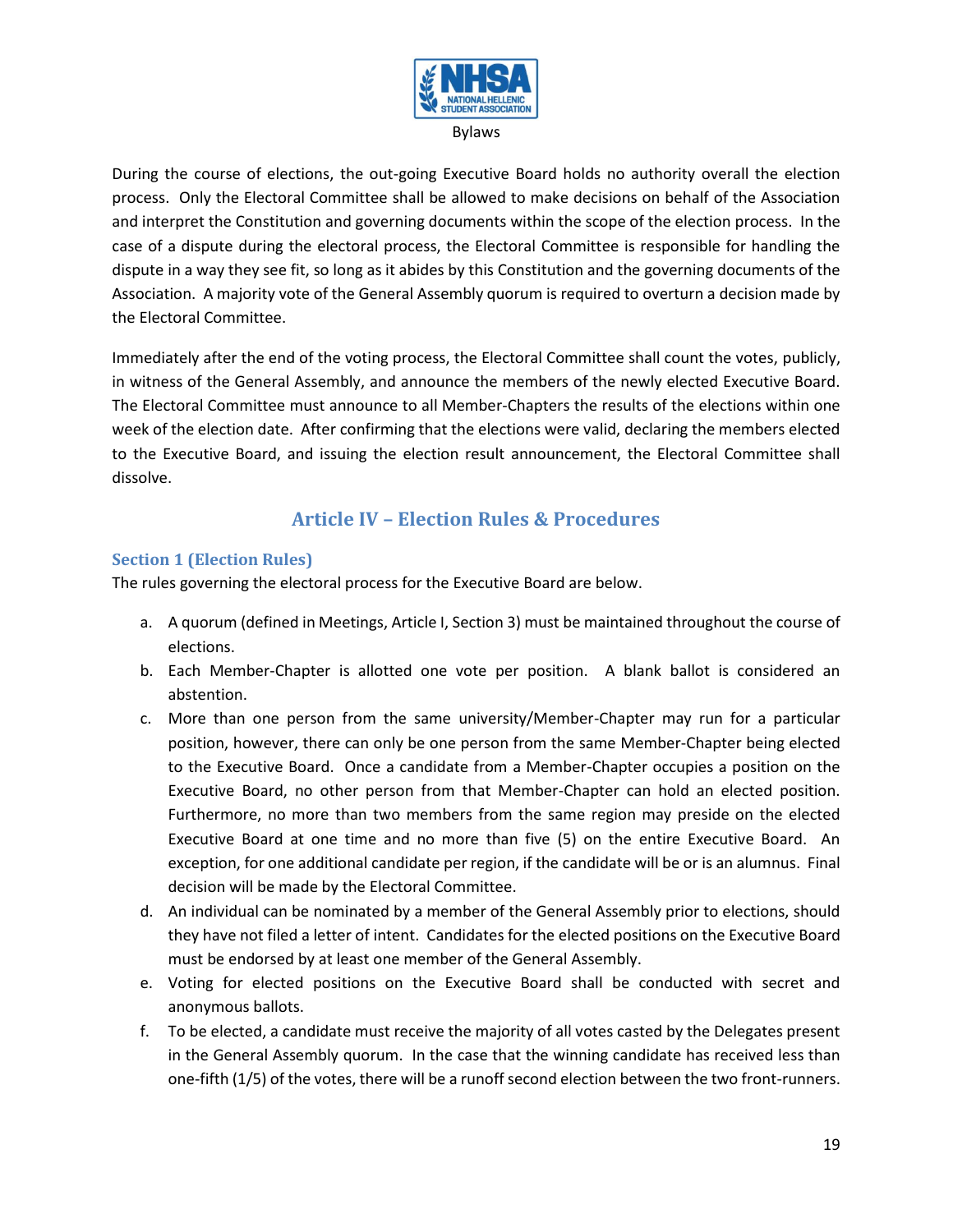During the course of elections, the out-going Executive Board holds no authority overall the election process. Only the Electoral Committee shall be allowed to make decisions on behalf of the Association and interpret the Constitution and governing documents within the scope of the election process. In the case of a dispute during the electoral process, the Electoral Committee is responsible for handling the dispute in a way they see fit, so long as it abides by this Constitution and the governing documents of the Association. A majority vote of the General Assembly quorum is required to overturn a decision made by the Electoral Committee.

Immediately after the end of the voting process, the Electoral Committee shall count the votes, publicly, in witness of the General Assembly, and announce the members of the newly elected Executive Board. The Electoral Committee must announce to all Member-Chapters the results of the elections within one week of the election date. After confirming that the elections were valid, declaring the members elected to the Executive Board, and issuing the election result announcement, the Electoral Committee shall dissolve.

## Article IV – Election Rules & Procedures

### Section 1 (Election Rules)

The rules governing the electoral process for the Executive Board are below.

a. A quorum (defined in Meetings, Article I, Section 3) must be maintained throughout the course of elections.
b. Each Member-Chapter is allotted one vote per position. A blank ballot is considered an abstention.
c. More than one person from the same university/Member-Chapter may run for a particular position, however, there can only be one person from the same Member-Chapter being elected to the Executive Board. Once a candidate from a Member-Chapter occupies a position on the Executive Board, no other person from that Member-Chapter can hold an elected position. Furthermore, no more than two members from the same region may preside on the elected Executive Board at one time and no more than five (5) on the entire Executive Board. An exception, for one additional candidate per region, if the candidate will be or is an alumnus. Final decision will be made by the Electoral Committee.
d. An individual can be nominated by a member of the General Assembly prior to elections, should they have not filed a letter of intent. Candidates for the elected positions on the Executive Board must be endorsed by at least one member of the General Assembly.
e. Voting for elected positions on the Executive Board shall be conducted with secret and anonymous ballots.
f. To be elected, a candidate must receive the majority of all votes casted by the Delegates present in the General Assembly quorum. In the case that the winning candidate has received less than one-fifth (1/5) of the votes, there will be a runoff second election between the two front-runners.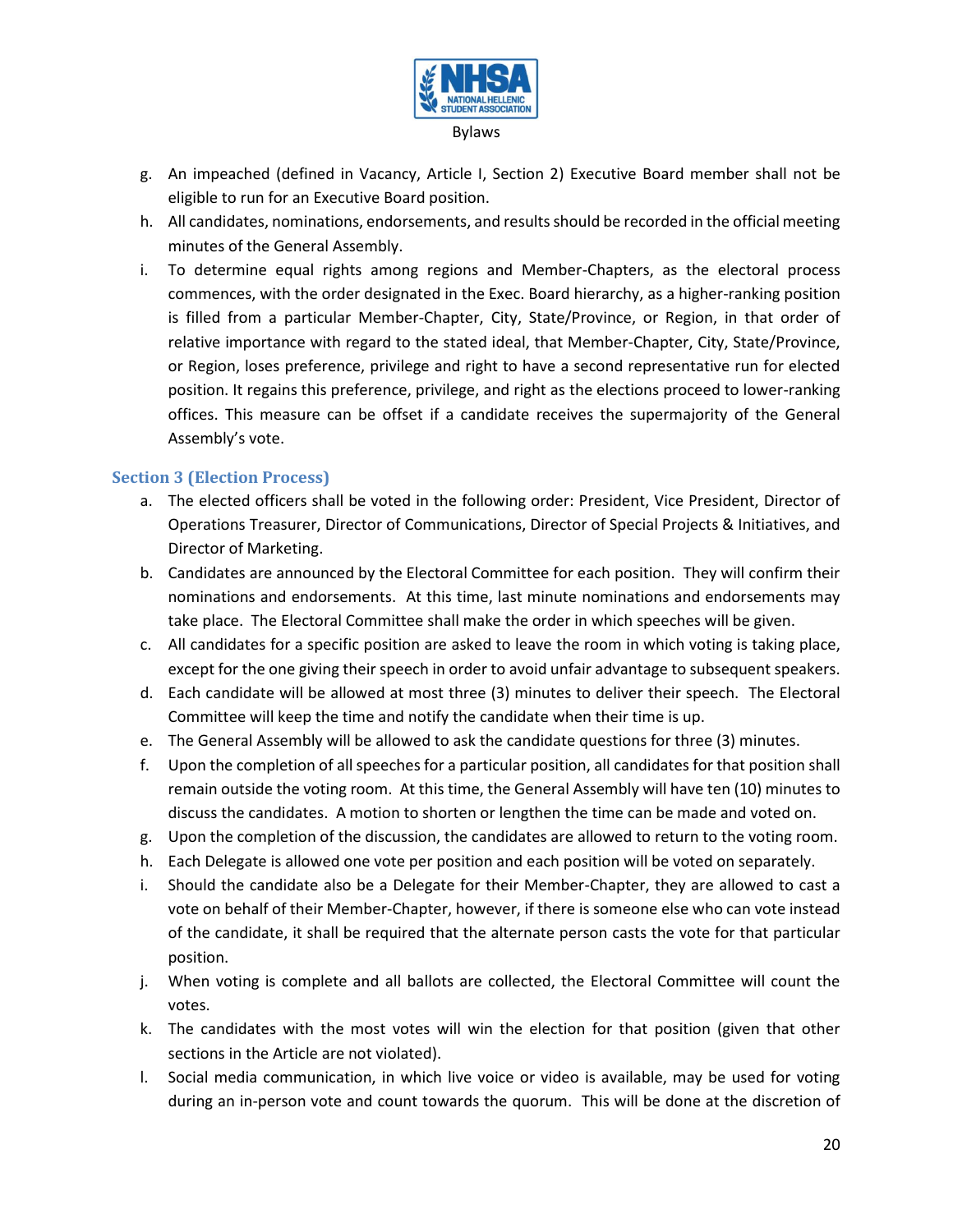g. An impeached (defined in Vacancy, Article I, Section 2) Executive Board member shall not be eligible to run for an Executive Board position.
h. All candidates, nominations, endorsements, and results should be recorded in the official meeting minutes of the General Assembly.
i. To determine equal rights among regions and Member-Chapters, as the electoral process commences, with the order designated in the Exec. Board hierarchy, as a higher-ranking position is filled from a particular Member-Chapter, City, State/Province, or Region, in that order of relative importance with regard to the stated ideal, that Member-Chapter, City, State/Province, or Region, loses preference, privilege and right to have a second representative run for elected position. It regains this preference, privilege, and right as the elections proceed to lower-ranking offices. This measure can be offset if a candidate receives the supermajority of the General Assembly's vote.

### Section 3 (Election Process)

a. The elected officers shall be voted in the following order: President, Vice President, Director of Operations Treasurer, Director of Communications, Director of Special Projects & Initiatives, and Director of Marketing.
b. Candidates are announced by the Electoral Committee for each position. They will confirm their nominations and endorsements. At this time, last minute nominations and endorsements may take place. The Electoral Committee shall make the order in which speeches will be given.
c. All candidates for a specific position are asked to leave the room in which voting is taking place, except for the one giving their speech in order to avoid unfair advantage to subsequent speakers.
d. Each candidate will be allowed at most three (3) minutes to deliver their speech. The Electoral Committee will keep the time and notify the candidate when their time is up.
e. The General Assembly will be allowed to ask the candidate questions for three (3) minutes.
f. Upon the completion of all speeches for a particular position, all candidates for that position shall remain outside the voting room. At this time, the General Assembly will have ten (10) minutes to discuss the candidates. A motion to shorten or lengthen the time can be made and voted on.
g. Upon the completion of the discussion, the candidates are allowed to return to the voting room.
h. Each Delegate is allowed one vote per position and each position will be voted on separately.
i. Should the candidate also be a Delegate for their Member-Chapter, they are allowed to cast a vote on behalf of their Member-Chapter, however, if there is someone else who can vote instead of the candidate, it shall be required that the alternate person casts the vote for that particular position.
j. When voting is complete and all ballots are collected, the Electoral Committee will count the votes.
k. The candidates with the most votes will win the election for that position (given that other sections in the Article are not violated).
l. Social media communication, in which live voice or video is available, may be used for voting during an in-person vote and count towards the quorum. This will be done at the discretion of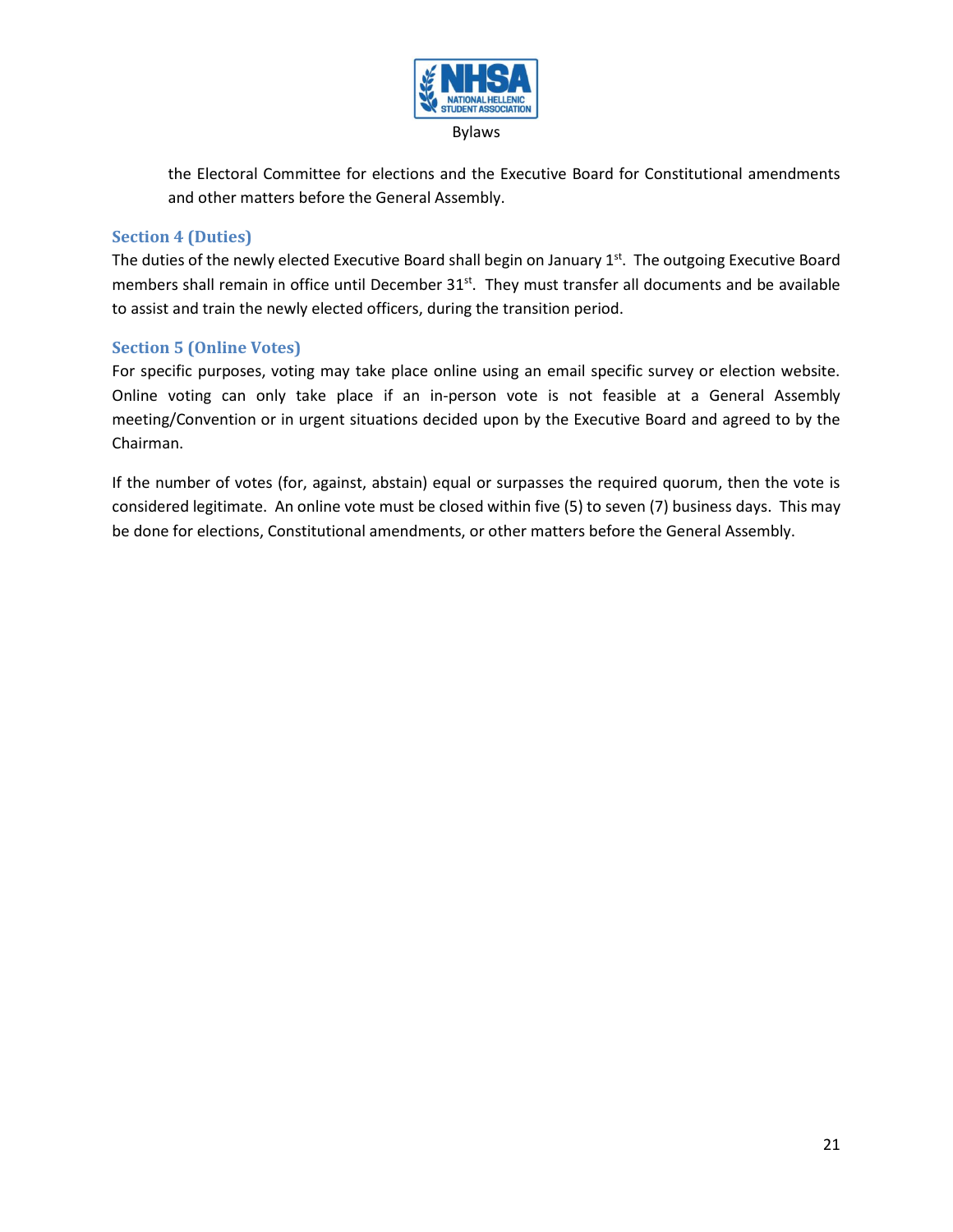the Electoral Committee for elections and the Executive Board for Constitutional amendments and other matters before the General Assembly.

### Section 4 (Duties)

The duties of the newly elected Executive Board shall begin on January 1st. The outgoing Executive Board members shall remain in office until December 31st. They must transfer all documents and be available to assist and train the newly elected officers, during the transition period.

### Section 5 (Online Votes)

For specific purposes, voting may take place online using an email specific survey or election website. Online voting can only take place if an in-person vote is not feasible at a General Assembly meeting/Convention or in urgent situations decided upon by the Executive Board and agreed to by the Chairman.

If the number of votes (for, against, abstain) equal or surpasses the required quorum, then the vote is considered legitimate. An online vote must be closed within five (5) to seven (7) business days. This may be done for elections, Constitutional amendments, or other matters before the General Assembly.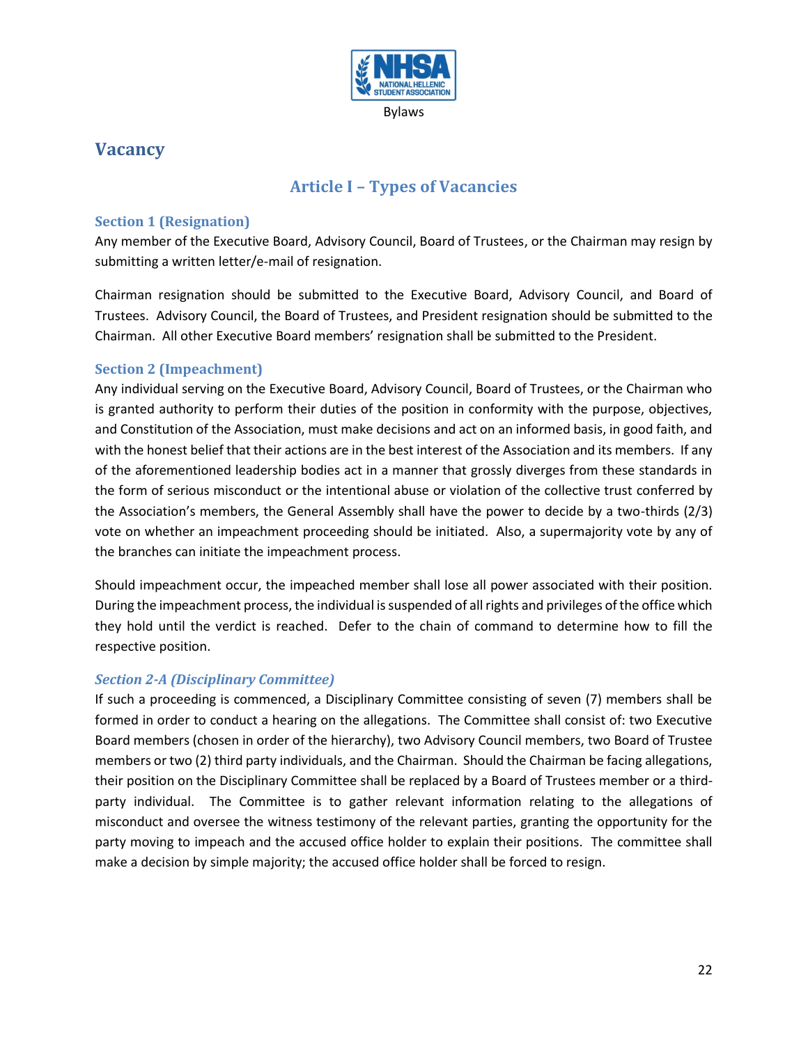# Vacancy

## Article I – Types of Vacancies

### Section 1 (Resignation)

Any member of the Executive Board, Advisory Council, Board of Trustees, or the Chairman may resign by submitting a written letter/e-mail of resignation.

Chairman resignation should be submitted to the Executive Board, Advisory Council, and Board of Trustees. Advisory Council, the Board of Trustees, and President resignation should be submitted to the Chairman. All other Executive Board members' resignation shall be submitted to the President.

### Section 2 (Impeachment)

Any individual serving on the Executive Board, Advisory Council, Board of Trustees, or the Chairman who is granted authority to perform their duties of the position in conformity with the purpose, objectives, and Constitution of the Association, must make decisions and act on an informed basis, in good faith, and with the honest belief that their actions are in the best interest of the Association and its members. If any of the aforementioned leadership bodies act in a manner that grossly diverges from these standards in the form of serious misconduct or the intentional abuse or violation of the collective trust conferred by the Association's members, the General Assembly shall have the power to decide by a two-thirds (2/3) vote on whether an impeachment proceeding should be initiated. Also, a supermajority vote by any of the branches can initiate the impeachment process.

Should impeachment occur, the impeached member shall lose all power associated with their position. During the impeachment process, the individual is suspended of all rights and privileges of the office which they hold until the verdict is reached. Defer to the chain of command to determine how to fill the respective position.

#### *Section 2-A (Disciplinary Committee)*

If such a proceeding is commenced, a Disciplinary Committee consisting of seven (7) members shall be formed in order to conduct a hearing on the allegations. The Committee shall consist of: two Executive Board members (chosen in order of the hierarchy), two Advisory Council members, two Board of Trustee members or two (2) third party individuals, and the Chairman. Should the Chairman be facing allegations, their position on the Disciplinary Committee shall be replaced by a Board of Trustees member or a third-party individual. The Committee is to gather relevant information relating to the allegations of misconduct and oversee the witness testimony of the relevant parties, granting the opportunity for the party moving to impeach and the accused office holder to explain their positions. The committee shall make a decision by simple majority; the accused office holder shall be forced to resign.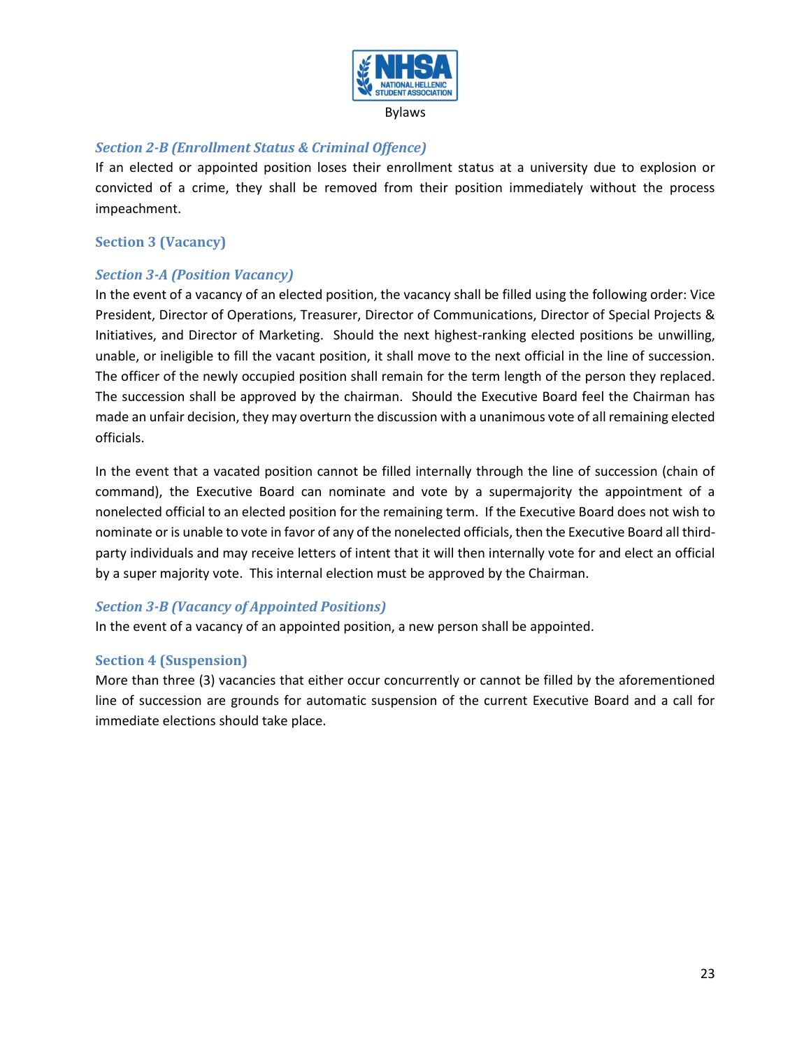### *Section 2-B (Enrollment Status & Criminal Offence)*

If an elected or appointed position loses their enrollment status at a university due to explosion or convicted of a crime, they shall be removed from their position immediately without the process impeachment.

## Section 3 (Vacancy)

### *Section 3-A (Position Vacancy)*

In the event of a vacancy of an elected position, the vacancy shall be filled using the following order: Vice President, Director of Operations, Treasurer, Director of Communications, Director of Special Projects & Initiatives, and Director of Marketing. Should the next highest-ranking elected positions be unwilling, unable, or ineligible to fill the vacant position, it shall move to the next official in the line of succession. The officer of the newly occupied position shall remain for the term length of the person they replaced. The succession shall be approved by the chairman. Should the Executive Board feel the Chairman has made an unfair decision, they may overturn the discussion with a unanimous vote of all remaining elected officials.

In the event that a vacated position cannot be filled internally through the line of succession (chain of command), the Executive Board can nominate and vote by a supermajority the appointment of a nonelected official to an elected position for the remaining term. If the Executive Board does not wish to nominate or is unable to vote in favor of any of the nonelected officials, then the Executive Board all third-party individuals and may receive letters of intent that it will then internally vote for and elect an official by a super majority vote. This internal election must be approved by the Chairman.

### *Section 3-B (Vacancy of Appointed Positions)*

In the event of a vacancy of an appointed position, a new person shall be appointed.

## Section 4 (Suspension)

More than three (3) vacancies that either occur concurrently or cannot be filled by the aforementioned line of succession are grounds for automatic suspension of the current Executive Board and a call for immediate elections should take place.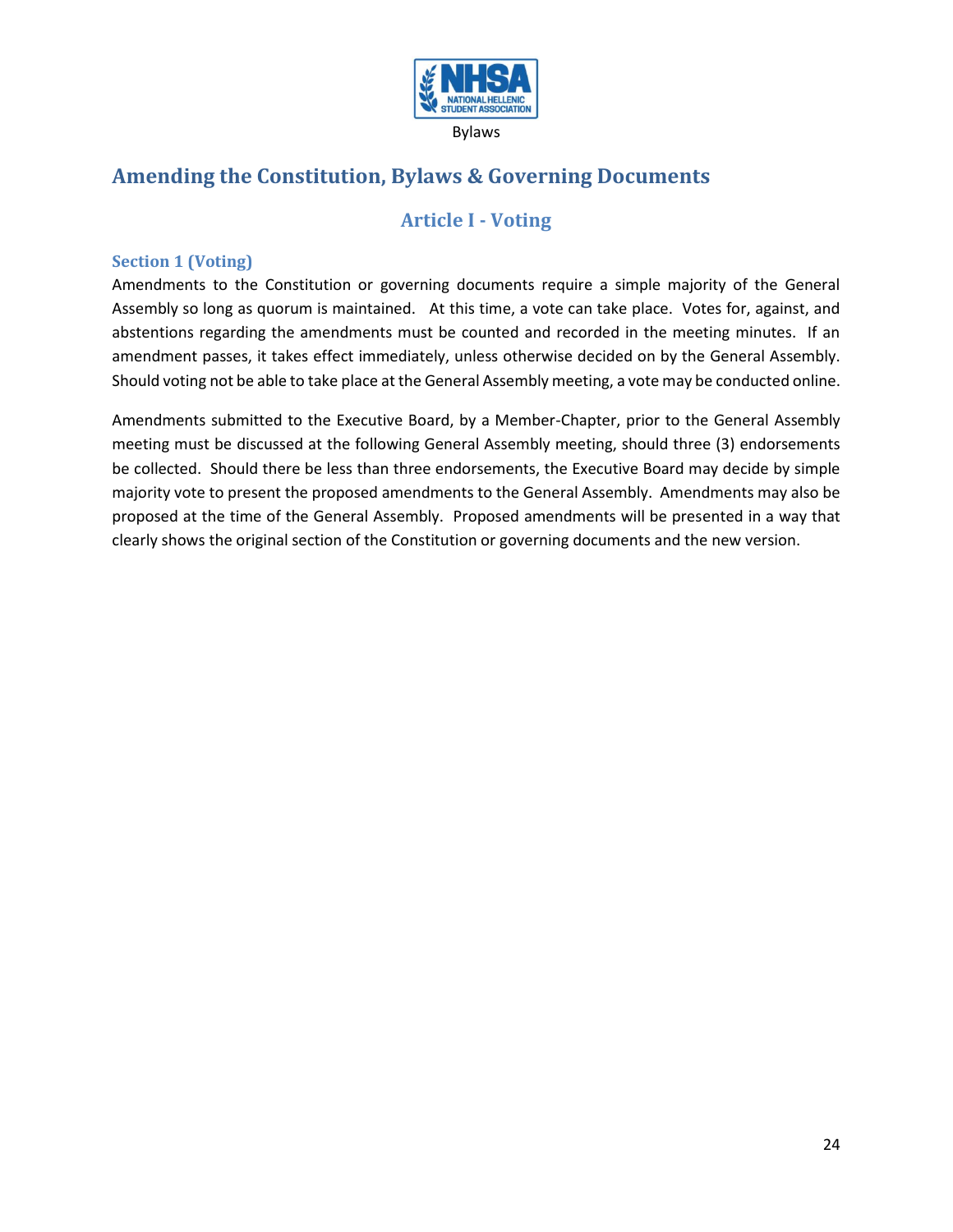## Amending the Constitution, Bylaws & Governing Documents

### Article I - Voting

#### Section 1 (Voting)

Amendments to the Constitution or governing documents require a simple majority of the General Assembly so long as quorum is maintained. At this time, a vote can take place. Votes for, against, and abstentions regarding the amendments must be counted and recorded in the meeting minutes. If an amendment passes, it takes effect immediately, unless otherwise decided on by the General Assembly. Should voting not be able to take place at the General Assembly meeting, a vote may be conducted online.

Amendments submitted to the Executive Board, by a Member-Chapter, prior to the General Assembly meeting must be discussed at the following General Assembly meeting, should three (3) endorsements be collected. Should there be less than three endorsements, the Executive Board may decide by simple majority vote to present the proposed amendments to the General Assembly. Amendments may also be proposed at the time of the General Assembly. Proposed amendments will be presented in a way that clearly shows the original section of the Constitution or governing documents and the new version.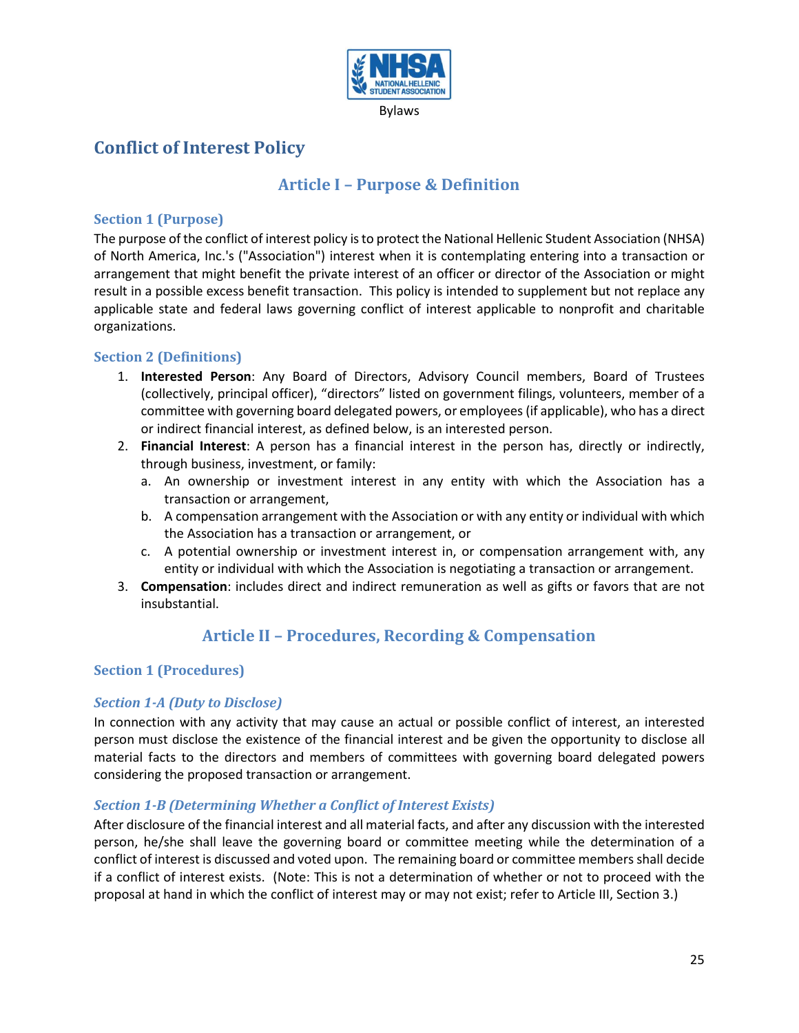# Conflict of Interest Policy

## Article I – Purpose & Definition

### Section 1 (Purpose)

The purpose of the conflict of interest policy is to protect the National Hellenic Student Association (NHSA) of North America, Inc.'s ("Association") interest when it is contemplating entering into a transaction or arrangement that might benefit the private interest of an officer or director of the Association or might result in a possible excess benefit transaction. This policy is intended to supplement but not replace any applicable state and federal laws governing conflict of interest applicable to nonprofit and charitable organizations.

### Section 2 (Definitions)

1. **Interested Person**: Any Board of Directors, Advisory Council members, Board of Trustees (collectively, principal officer), "directors" listed on government filings, volunteers, member of a committee with governing board delegated powers, or employees (if applicable), who has a direct or indirect financial interest, as defined below, is an interested person.
2. **Financial Interest**: A person has a financial interest in the person has, directly or indirectly, through business, investment, or family:
   a. An ownership or investment interest in any entity with which the Association has a transaction or arrangement,
   b. A compensation arrangement with the Association or with any entity or individual with which the Association has a transaction or arrangement, or
   c. A potential ownership or investment interest in, or compensation arrangement with, any entity or individual with which the Association is negotiating a transaction or arrangement.
3. **Compensation**: includes direct and indirect remuneration as well as gifts or favors that are not insubstantial.

## Article II – Procedures, Recording & Compensation

### Section 1 (Procedures)

#### *Section 1-A (Duty to Disclose)*

In connection with any activity that may cause an actual or possible conflict of interest, an interested person must disclose the existence of the financial interest and be given the opportunity to disclose all material facts to the directors and members of committees with governing board delegated powers considering the proposed transaction or arrangement.

#### *Section 1-B (Determining Whether a Conflict of Interest Exists)*

After disclosure of the financial interest and all material facts, and after any discussion with the interested person, he/she shall leave the governing board or committee meeting while the determination of a conflict of interest is discussed and voted upon. The remaining board or committee members shall decide if a conflict of interest exists. (Note: This is not a determination of whether or not to proceed with the proposal at hand in which the conflict of interest may or may not exist; refer to Article III, Section 3.)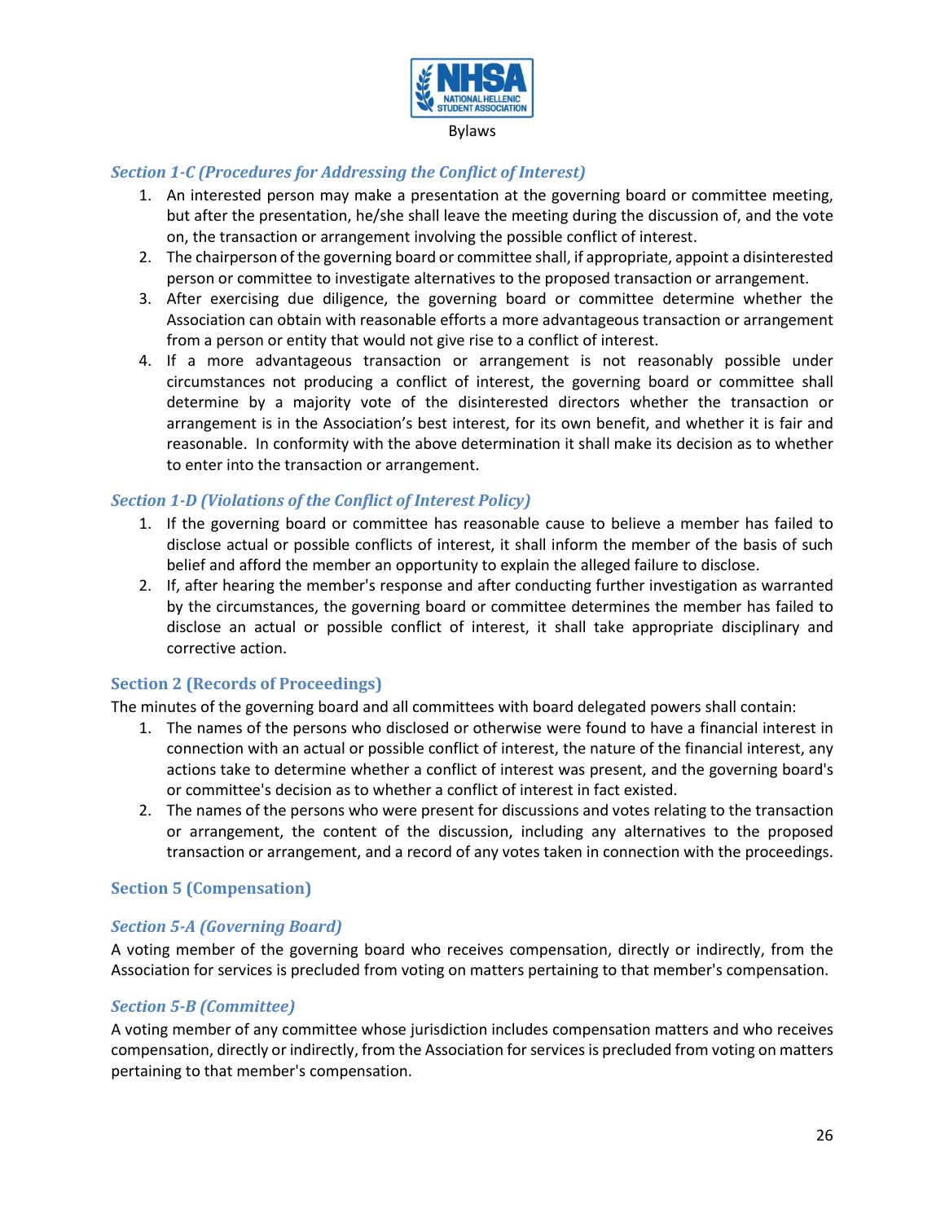### *Section 1-C (Procedures for Addressing the Conflict of Interest)*

1. An interested person may make a presentation at the governing board or committee meeting, but after the presentation, he/she shall leave the meeting during the discussion of, and the vote on, the transaction or arrangement involving the possible conflict of interest.
2. The chairperson of the governing board or committee shall, if appropriate, appoint a disinterested person or committee to investigate alternatives to the proposed transaction or arrangement.
3. After exercising due diligence, the governing board or committee determine whether the Association can obtain with reasonable efforts a more advantageous transaction or arrangement from a person or entity that would not give rise to a conflict of interest.
4. If a more advantageous transaction or arrangement is not reasonably possible under circumstances not producing a conflict of interest, the governing board or committee shall determine by a majority vote of the disinterested directors whether the transaction or arrangement is in the Association's best interest, for its own benefit, and whether it is fair and reasonable. In conformity with the above determination it shall make its decision as to whether to enter into the transaction or arrangement.

### *Section 1-D (Violations of the Conflict of Interest Policy)*

1. If the governing board or committee has reasonable cause to believe a member has failed to disclose actual or possible conflicts of interest, it shall inform the member of the basis of such belief and afford the member an opportunity to explain the alleged failure to disclose.
2. If, after hearing the member's response and after conducting further investigation as warranted by the circumstances, the governing board or committee determines the member has failed to disclose an actual or possible conflict of interest, it shall take appropriate disciplinary and corrective action.

### Section 2 (Records of Proceedings)

The minutes of the governing board and all committees with board delegated powers shall contain:

1. The names of the persons who disclosed or otherwise were found to have a financial interest in connection with an actual or possible conflict of interest, the nature of the financial interest, any actions take to determine whether a conflict of interest was present, and the governing board's or committee's decision as to whether a conflict of interest in fact existed.
2. The names of the persons who were present for discussions and votes relating to the transaction or arrangement, the content of the discussion, including any alternatives to the proposed transaction or arrangement, and a record of any votes taken in connection with the proceedings.

### Section 5 (Compensation)

### *Section 5-A (Governing Board)*

A voting member of the governing board who receives compensation, directly or indirectly, from the Association for services is precluded from voting on matters pertaining to that member's compensation.

### *Section 5-B (Committee)*

A voting member of any committee whose jurisdiction includes compensation matters and who receives compensation, directly or indirectly, from the Association for services is precluded from voting on matters pertaining to that member's compensation.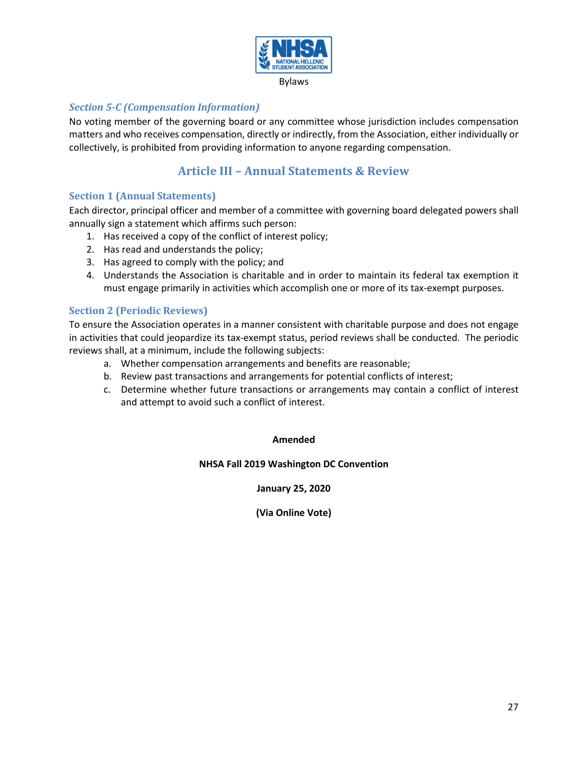### *Section 5-C (Compensation Information)*

No voting member of the governing board or any committee whose jurisdiction includes compensation matters and who receives compensation, directly or indirectly, from the Association, either individually or collectively, is prohibited from providing information to anyone regarding compensation.

## Article III – Annual Statements & Review

### Section 1 (Annual Statements)

Each director, principal officer and member of a committee with governing board delegated powers shall annually sign a statement which affirms such person:

1. Has received a copy of the conflict of interest policy;
2. Has read and understands the policy;
3. Has agreed to comply with the policy; and
4. Understands the Association is charitable and in order to maintain its federal tax exemption it must engage primarily in activities which accomplish one or more of its tax-exempt purposes.

### Section 2 (Periodic Reviews)

To ensure the Association operates in a manner consistent with charitable purpose and does not engage in activities that could jeopardize its tax-exempt status, period reviews shall be conducted. The periodic reviews shall, at a minimum, include the following subjects:

a. Whether compensation arrangements and benefits are reasonable;
b. Review past transactions and arrangements for potential conflicts of interest;
c. Determine whether future transactions or arrangements may contain a conflict of interest and attempt to avoid such a conflict of interest.

**Amended**

**NHSA Fall 2019 Washington DC Convention**

**January 25, 2020**

**(Via Online Vote)**